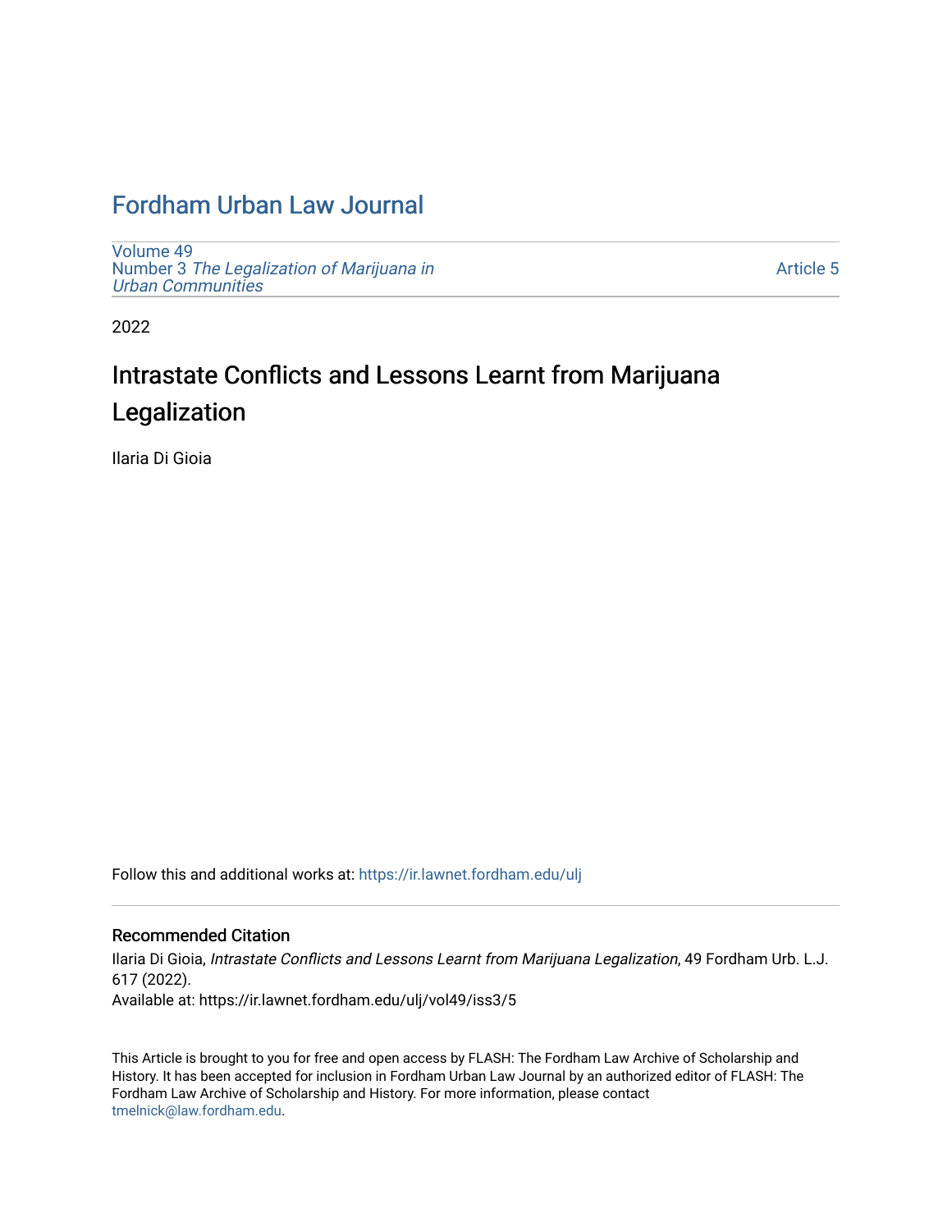# Fordham Urban Law Journal

Volume 49
Number 3 *The Legalization of Marijuana in Urban Communities*

Article 5

2022

## Intrastate Conflicts and Lessons Learnt from Marijuana Legalization

Ilaria Di Gioia

Follow this and additional works at: https://ir.lawnet.fordham.edu/ulj

### Recommended Citation

Ilaria Di Gioia, *Intrastate Conflicts and Lessons Learnt from Marijuana Legalization*, 49 Fordham Urb. L.J. 617 (2022).
Available at: https://ir.lawnet.fordham.edu/ulj/vol49/iss3/5

This Article is brought to you for free and open access by FLASH: The Fordham Law Archive of Scholarship and History. It has been accepted for inclusion in Fordham Urban Law Journal by an authorized editor of FLASH: The Fordham Law Archive of Scholarship and History. For more information, please contact tmelnick@law.fordham.edu.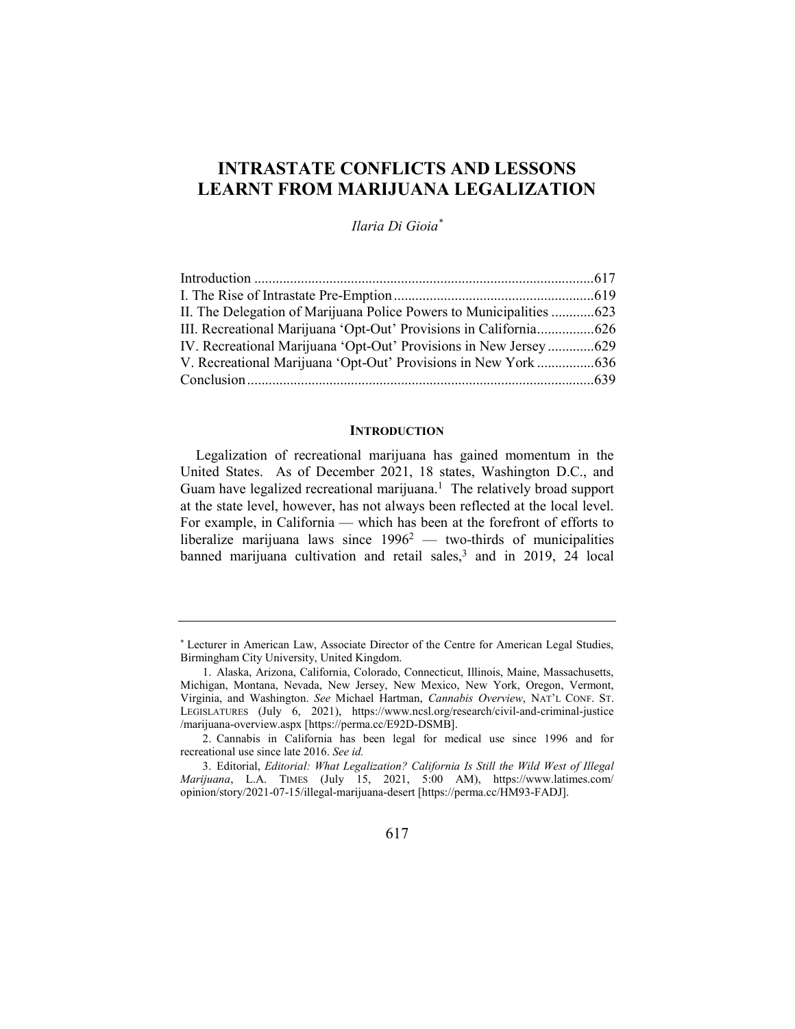# INTRASTATE CONFLICTS AND LESSONS LEARNT FROM MARIJUANA LEGALIZATION

*Ilaria Di Gioia*[*]

| | |
|---|---|
| Introduction | 617 |
| I. The Rise of Intrastate Pre-Emption | 619 |
| II. The Delegation of Marijuana Police Powers to Municipalities | 623 |
| III. Recreational Marijuana 'Opt-Out' Provisions in California | 626 |
| IV. Recreational Marijuana 'Opt-Out' Provisions in New Jersey | 629 |
| V. Recreational Marijuana 'Opt-Out' Provisions in New York | 636 |
| Conclusion | 639 |

## INTRODUCTION

Legalization of recreational marijuana has gained momentum in the United States. As of December 2021, 18 states, Washington D.C., and Guam have legalized recreational marijuana.[1] The relatively broad support at the state level, however, has not always been reflected at the local level. For example, in California — which has been at the forefront of efforts to liberalize marijuana laws since 1996[2] — two-thirds of municipalities banned marijuana cultivation and retail sales,[3] and in 2019, 24 local

---

[*] Lecturer in American Law, Associate Director of the Centre for American Legal Studies, Birmingham City University, United Kingdom.

1. Alaska, Arizona, California, Colorado, Connecticut, Illinois, Maine, Massachusetts, Michigan, Montana, Nevada, New Jersey, New Mexico, New York, Oregon, Vermont, Virginia, and Washington. *See* Michael Hartman, *Cannabis Overview*, NAT'L CONF. ST. LEGISLATURES (July 6, 2021), https://www.ncsl.org/research/civil-and-criminal-justice/marijuana-overview.aspx [https://perma.cc/E92D-DSMB].

2. Cannabis in California has been legal for medical use since 1996 and for recreational use since late 2016. *See id.*

3. Editorial, *Editorial: What Legalization? California Is Still the Wild West of Illegal Marijuana*, L.A. TIMES (July 15, 2021, 5:00 AM), https://www.latimes.com/opinion/story/2021-07-15/illegal-marijuana-desert [https://perma.cc/HM93-FADJ].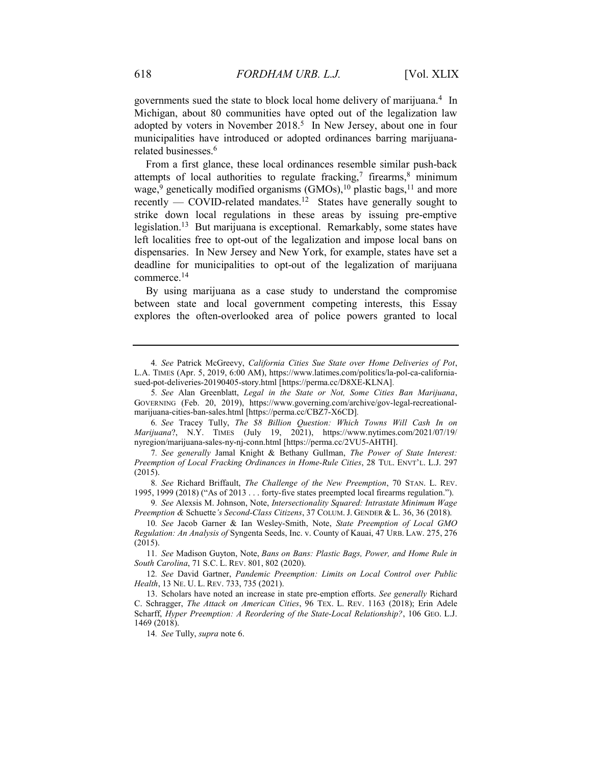governments sued the state to block local home delivery of marijuana.[4] In Michigan, about 80 communities have opted out of the legalization law adopted by voters in November 2018.[5] In New Jersey, about one in four municipalities have introduced or adopted ordinances barring marijuana-related businesses.[6]

From a first glance, these local ordinances resemble similar push-back attempts of local authorities to regulate fracking,[7] firearms,[8] minimum wage,[9] genetically modified organisms (GMOs),[10] plastic bags,[11] and more recently — COVID-related mandates.[12] States have generally sought to strike down local regulations in these areas by issuing pre-emptive legislation.[13] But marijuana is exceptional. Remarkably, some states have left localities free to opt-out of the legalization and impose local bans on dispensaries. In New Jersey and New York, for example, states have set a deadline for municipalities to opt-out of the legalization of marijuana commerce.[14]

By using marijuana as a case study to understand the compromise between state and local government competing interests, this Essay explores the often-overlooked area of police powers granted to local

---

4. *See* Patrick McGreevy, *California Cities Sue State over Home Deliveries of Pot*, L.A. TIMES (Apr. 5, 2019, 6:00 AM), https://www.latimes.com/politics/la-pol-ca-california-sued-pot-deliveries-20190405-story.html [https://perma.cc/D8XE-KLNA].

5. *See* Alan Greenblatt, *Legal in the State or Not, Some Cities Ban Marijuana*, GOVERNING (Feb. 20, 2019), https://www.governing.com/archive/gov-legal-recreational-marijuana-cities-ban-sales.html [https://perma.cc/CBZ7-X6CD].

6. *See* Tracey Tully, *The $8 Billion Question: Which Towns Will Cash In on Marijuana*?, N.Y. TIMES (July 19, 2021), https://www.nytimes.com/2021/07/19/nyregion/marijuana-sales-ny-nj-conn.html [https://perma.cc/2VU5-AHTH].

7. *See generally* Jamal Knight & Bethany Gullman, *The Power of State Interest: Preemption of Local Fracking Ordinances in Home-Rule Cities*, 28 TUL. ENVT'L. L.J. 297 (2015).

8. *See* Richard Briffault, *The Challenge of the New Preemption*, 70 STAN. L. REV. 1995, 1999 (2018) ("As of 2013 . . . forty-five states preempted local firearms regulation.").

9. *See* Alexsis M. Johnson, Note, *Intersectionality Squared: Intrastate Minimum Wage Preemption &* Schuette*'s Second-Class Citizens*, 37 COLUM. J. GENDER & L. 36, 36 (2018).

10. *See* Jacob Garner & Ian Wesley-Smith, Note, *State Preemption of Local GMO Regulation: An Analysis of* Syngenta Seeds, Inc. v. County of Kauai, 47 URB. LAW. 275, 276 (2015).

11. *See* Madison Guyton, Note, *Bans on Bans: Plastic Bags, Power, and Home Rule in South Carolina*, 71 S.C. L. REV. 801, 802 (2020).

12. *See* David Gartner, *Pandemic Preemption: Limits on Local Control over Public Health*, 13 NE. U. L. REV. 733, 735 (2021).

13. Scholars have noted an increase in state pre-emption efforts. *See generally* Richard C. Schragger, *The Attack on American Cities*, 96 TEX. L. REV. 1163 (2018); Erin Adele Scharff, *Hyper Preemption: A Reordering of the State-Local Relationship?*, 106 GEO. L.J. 1469 (2018).

14. *See* Tully, *supra* note 6.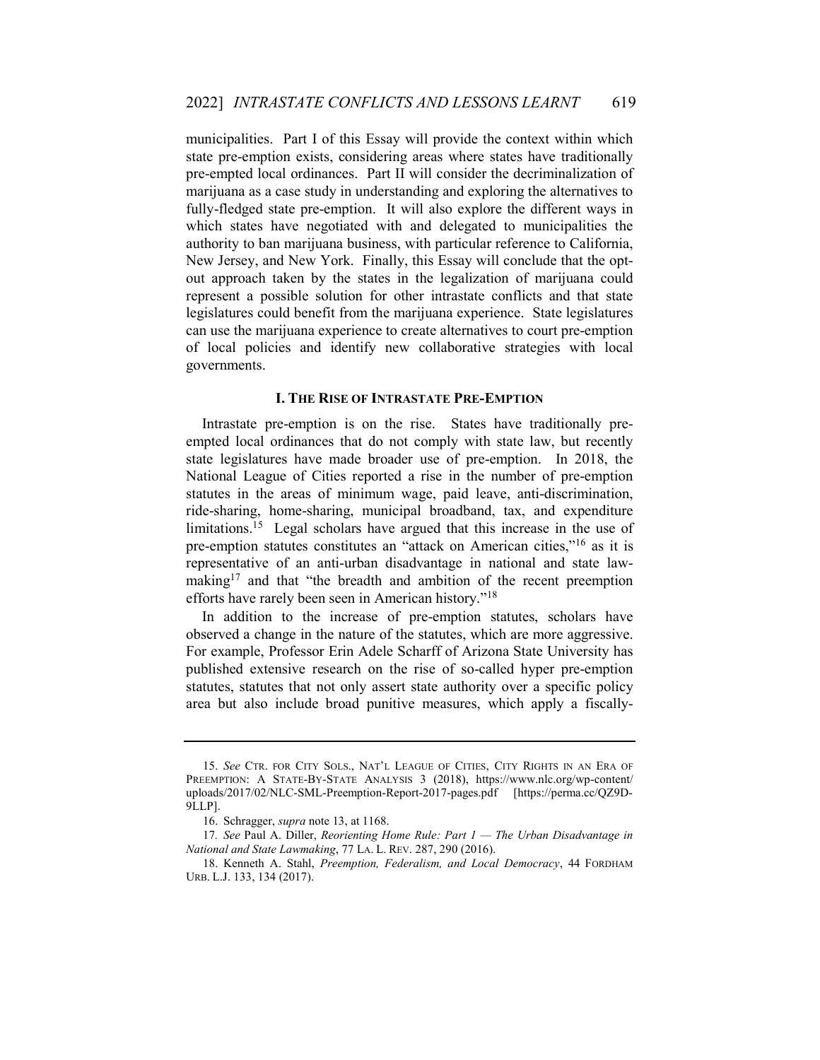municipalities. Part I of this Essay will provide the context within which state pre-emption exists, considering areas where states have traditionally pre-empted local ordinances. Part II will consider the decriminalization of marijuana as a case study in understanding and exploring the alternatives to fully-fledged state pre-emption. It will also explore the different ways in which states have negotiated with and delegated to municipalities the authority to ban marijuana business, with particular reference to California, New Jersey, and New York. Finally, this Essay will conclude that the opt-out approach taken by the states in the legalization of marijuana could represent a possible solution for other intrastate conflicts and that state legislatures could benefit from the marijuana experience. State legislatures can use the marijuana experience to create alternatives to court pre-emption of local policies and identify new collaborative strategies with local governments.

## I. THE RISE OF INTRASTATE PRE-EMPTION

Intrastate pre-emption is on the rise. States have traditionally pre-empted local ordinances that do not comply with state law, but recently state legislatures have made broader use of pre-emption. In 2018, the National League of Cities reported a rise in the number of pre-emption statutes in the areas of minimum wage, paid leave, anti-discrimination, ride-sharing, home-sharing, municipal broadband, tax, and expenditure limitations.[15] Legal scholars have argued that this increase in the use of pre-emption statutes constitutes an "attack on American cities,"[16] as it is representative of an anti-urban disadvantage in national and state law-making[17] and that "the breadth and ambition of the recent preemption efforts have rarely been seen in American history."[18]

In addition to the increase of pre-emption statutes, scholars have observed a change in the nature of the statutes, which are more aggressive. For example, Professor Erin Adele Scharff of Arizona State University has published extensive research on the rise of so-called hyper pre-emption statutes, statutes that not only assert state authority over a specific policy area but also include broad punitive measures, which apply a fiscally-

---

15. *See* CTR. FOR CITY SOLS., NAT'L LEAGUE OF CITIES, CITY RIGHTS IN AN ERA OF PREEMPTION: A STATE-BY-STATE ANALYSIS 3 (2018), https://www.nlc.org/wp-content/uploads/2017/02/NLC-SML-Preemption-Report-2017-pages.pdf [https://perma.cc/QZ9D-9LLP].

16. Schragger, *supra* note 13, at 1168.

17. *See* Paul A. Diller, *Reorienting Home Rule: Part 1 — The Urban Disadvantage in National and State Lawmaking*, 77 LA. L. REV. 287, 290 (2016).

18. Kenneth A. Stahl, *Preemption, Federalism, and Local Democracy*, 44 FORDHAM URB. L.J. 133, 134 (2017).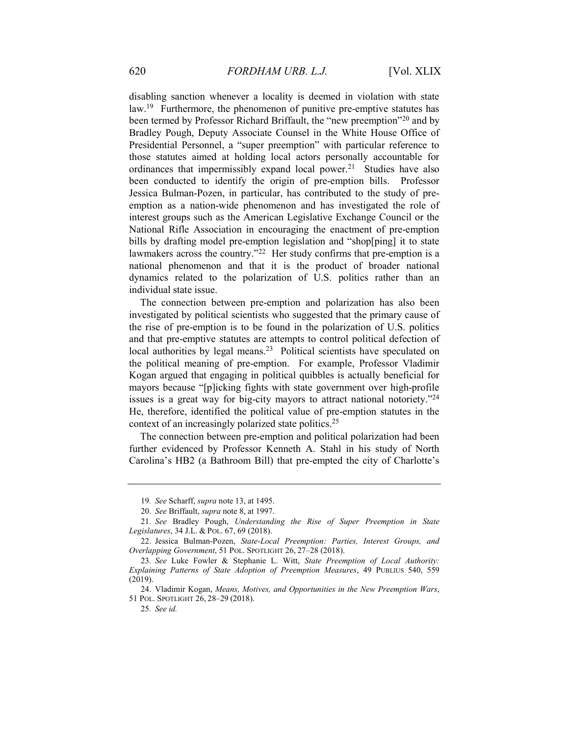disabling sanction whenever a locality is deemed in violation with state law.[19] Furthermore, the phenomenon of punitive pre-emptive statutes has been termed by Professor Richard Briffault, the "new preemption"[20] and by Bradley Pough, Deputy Associate Counsel in the White House Office of Presidential Personnel, a "super preemption" with particular reference to those statutes aimed at holding local actors personally accountable for ordinances that impermissibly expand local power.[21] Studies have also been conducted to identify the origin of pre-emption bills. Professor Jessica Bulman-Pozen, in particular, has contributed to the study of pre-emption as a nation-wide phenomenon and has investigated the role of interest groups such as the American Legislative Exchange Council or the National Rifle Association in encouraging the enactment of pre-emption bills by drafting model pre-emption legislation and "shop[ping] it to state lawmakers across the country."[22] Her study confirms that pre-emption is a national phenomenon and that it is the product of broader national dynamics related to the polarization of U.S. politics rather than an individual state issue.

The connection between pre-emption and polarization has also been investigated by political scientists who suggested that the primary cause of the rise of pre-emption is to be found in the polarization of U.S. politics and that pre-emptive statutes are attempts to control political defection of local authorities by legal means.[23] Political scientists have speculated on the political meaning of pre-emption. For example, Professor Vladimir Kogan argued that engaging in political quibbles is actually beneficial for mayors because "[p]icking fights with state government over high-profile issues is a great way for big-city mayors to attract national notoriety."[24] He, therefore, identified the political value of pre-emption statutes in the context of an increasingly polarized state politics.[25]

The connection between pre-emption and political polarization had been further evidenced by Professor Kenneth A. Stahl in his study of North Carolina's HB2 (a Bathroom Bill) that pre-empted the city of Charlotte's

---

19. *See* Scharff, *supra* note 13, at 1495.

20. *See* Briffault, *supra* note 8, at 1997.

21. *See* Bradley Pough, *Understanding the Rise of Super Preemption in State Legislatures*, 34 J.L. & POL. 67, 69 (2018).

22. Jessica Bulman-Pozen, *State-Local Preemption: Parties, Interest Groups, and Overlapping Government*, 51 POL. SPOTLIGHT 26, 27–28 (2018).

23. *See* Luke Fowler & Stephanie L. Witt, *State Preemption of Local Authority: Explaining Patterns of State Adoption of Preemption Measures*, 49 PUBLIUS 540, 559 (2019).

24. Vladimir Kogan, *Means, Motives, and Opportunities in the New Preemption Wars*, 51 POL. SPOTLIGHT 26, 28–29 (2018).

25. *See id.*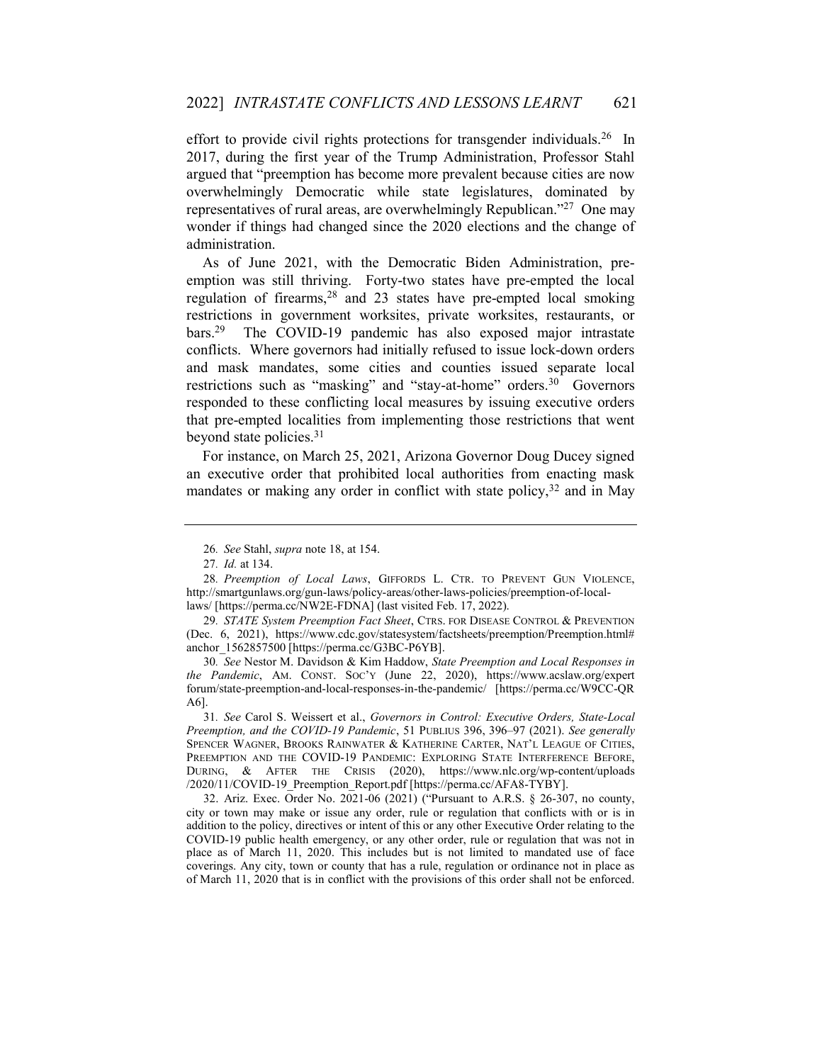effort to provide civil rights protections for transgender individuals.[26] In 2017, during the first year of the Trump Administration, Professor Stahl argued that "preemption has become more prevalent because cities are now overwhelmingly Democratic while state legislatures, dominated by representatives of rural areas, are overwhelmingly Republican."[27] One may wonder if things had changed since the 2020 elections and the change of administration.

As of June 2021, with the Democratic Biden Administration, pre-emption was still thriving. Forty-two states have pre-empted the local regulation of firearms,[28] and 23 states have pre-empted local smoking restrictions in government worksites, private worksites, restaurants, or bars.[29] The COVID-19 pandemic has also exposed major intrastate conflicts. Where governors had initially refused to issue lock-down orders and mask mandates, some cities and counties issued separate local restrictions such as "masking" and "stay-at-home" orders.[30] Governors responded to these conflicting local measures by issuing executive orders that pre-empted localities from implementing those restrictions that went beyond state policies.[31]

For instance, on March 25, 2021, Arizona Governor Doug Ducey signed an executive order that prohibited local authorities from enacting mask mandates or making any order in conflict with state policy,[32] and in May

---

26. *See* Stahl, *supra* note 18, at 154.

27. *Id.* at 134.

28. *Preemption of Local Laws*, GIFFORDS L. CTR. TO PREVENT GUN VIOLENCE, http://smartgunlaws.org/gun-laws/policy-areas/other-laws-policies/preemption-of-local-laws/ [https://perma.cc/NW2E-FDNA] (last visited Feb. 17, 2022).

29. *STATE System Preemption Fact Sheet*, CTRS. FOR DISEASE CONTROL & PREVENTION (Dec. 6, 2021), https://www.cdc.gov/statesystem/factsheets/preemption/Preemption.html#anchor_1562857500 [https://perma.cc/G3BC-P6YB].

30. *See* Nestor M. Davidson & Kim Haddow, *State Preemption and Local Responses in the Pandemic*, AM. CONST. SOC'Y (June 22, 2020), https://www.acslaw.org/expertforum/state-preemption-and-local-responses-in-the-pandemic/ [https://perma.cc/W9CC-QRA6].

31. *See* Carol S. Weissert et al., *Governors in Control: Executive Orders, State-Local Preemption, and the COVID-19 Pandemic*, 51 PUBLIUS 396, 396–97 (2021). *See generally* SPENCER WAGNER, BROOKS RAINWATER & KATHERINE CARTER, NAT'L LEAGUE OF CITIES, PREEMPTION AND THE COVID-19 PANDEMIC: EXPLORING STATE INTERFERENCE BEFORE, DURING, & AFTER THE CRISIS (2020), https://www.nlc.org/wp-content/uploads/2020/11/COVID-19_Preemption_Report.pdf [https://perma.cc/AFA8-TYBY].

32. Ariz. Exec. Order No. 2021-06 (2021) ("Pursuant to A.R.S. § 26-307, no county, city or town may make or issue any order, rule or regulation that conflicts with or is in addition to the policy, directives or intent of this or any other Executive Order relating to the COVID-19 public health emergency, or any other order, rule or regulation that was not in place as of March 11, 2020. This includes but is not limited to mandated use of face coverings. Any city, town or county that has a rule, regulation or ordinance not in place as of March 11, 2020 that is in conflict with the provisions of this order shall not be enforced.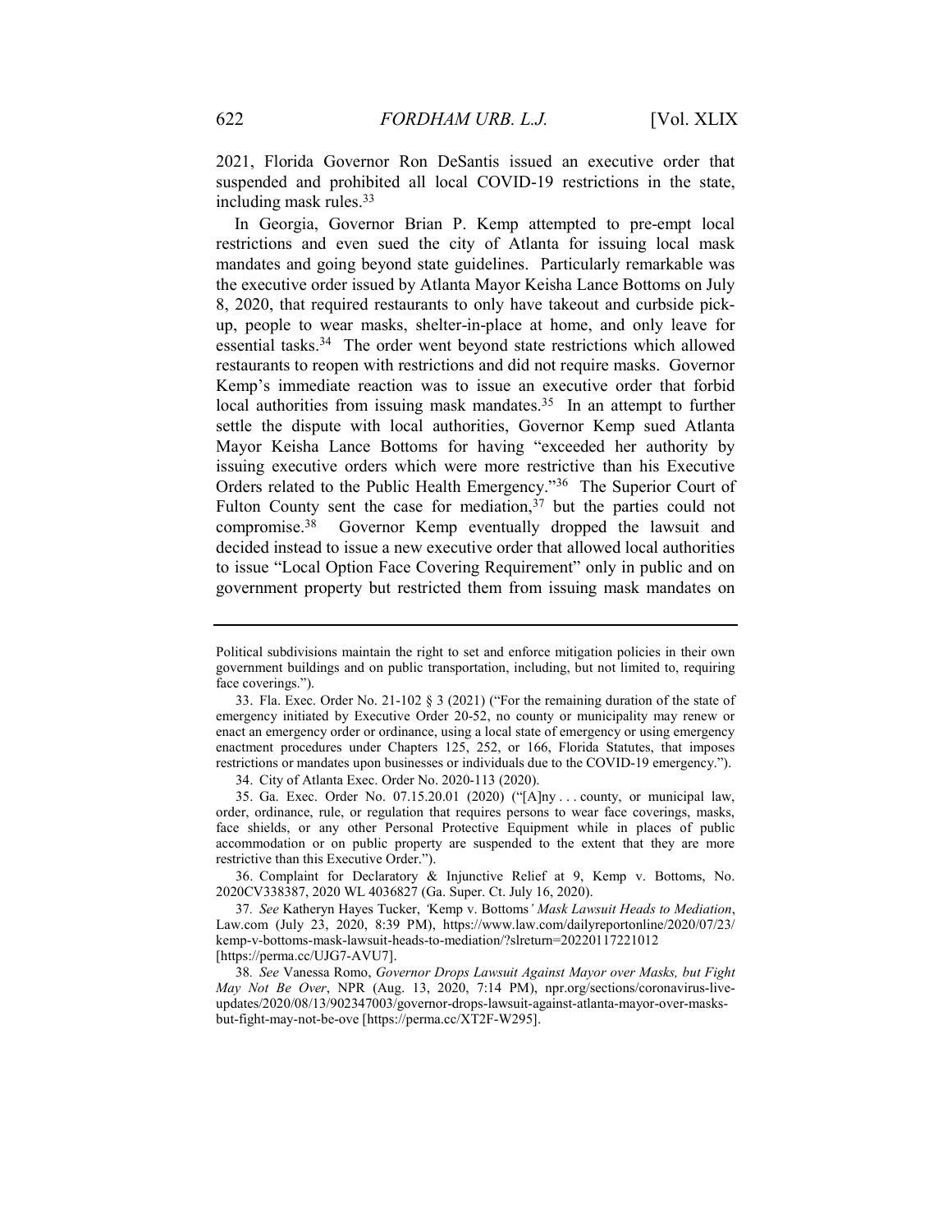2021, Florida Governor Ron DeSantis issued an executive order that suspended and prohibited all local COVID-19 restrictions in the state, including mask rules.[33]

In Georgia, Governor Brian P. Kemp attempted to pre-empt local restrictions and even sued the city of Atlanta for issuing local mask mandates and going beyond state guidelines. Particularly remarkable was the executive order issued by Atlanta Mayor Keisha Lance Bottoms on July 8, 2020, that required restaurants to only have takeout and curbside pick-up, people to wear masks, shelter-in-place at home, and only leave for essential tasks.[34] The order went beyond state restrictions which allowed restaurants to reopen with restrictions and did not require masks. Governor Kemp's immediate reaction was to issue an executive order that forbid local authorities from issuing mask mandates.[35] In an attempt to further settle the dispute with local authorities, Governor Kemp sued Atlanta Mayor Keisha Lance Bottoms for having "exceeded her authority by issuing executive orders which were more restrictive than his Executive Orders related to the Public Health Emergency."[36] The Superior Court of Fulton County sent the case for mediation,[37] but the parties could not compromise.[38] Governor Kemp eventually dropped the lawsuit and decided instead to issue a new executive order that allowed local authorities to issue "Local Option Face Covering Requirement" only in public and on government property but restricted them from issuing mask mandates on

---

Political subdivisions maintain the right to set and enforce mitigation policies in their own government buildings and on public transportation, including, but not limited to, requiring face coverings.").

33. Fla. Exec. Order No. 21-102 § 3 (2021) ("For the remaining duration of the state of emergency initiated by Executive Order 20-52, no county or municipality may renew or enact an emergency order or ordinance, using a local state of emergency or using emergency enactment procedures under Chapters 125, 252, or 166, Florida Statutes, that imposes restrictions or mandates upon businesses or individuals due to the COVID-19 emergency.").

34. City of Atlanta Exec. Order No. 2020-113 (2020).

35. Ga. Exec. Order No. 07.15.20.01 (2020) ("[A]ny . . . county, or municipal law, order, ordinance, rule, or regulation that requires persons to wear face coverings, masks, face shields, or any other Personal Protective Equipment while in places of public accommodation or on public property are suspended to the extent that they are more restrictive than this Executive Order.").

36. Complaint for Declaratory & Injunctive Relief at 9, Kemp v. Bottoms, No. 2020CV338387, 2020 WL 4036827 (Ga. Super. Ct. July 16, 2020).

37. *See* Katheryn Hayes Tucker, *'Kemp v. Bottoms' Mask Lawsuit Heads to Mediation*, Law.com (July 23, 2020, 8:39 PM), https://www.law.com/dailyreportonline/2020/07/23/kemp-v-bottoms-mask-lawsuit-heads-to-mediation/?slreturn=20220117221012 [https://perma.cc/UJG7-AVU7].

38. *See* Vanessa Romo, *Governor Drops Lawsuit Against Mayor over Masks, but Fight May Not Be Over*, NPR (Aug. 13, 2020, 7:14 PM), npr.org/sections/coronavirus-live-updates/2020/08/13/902347003/governor-drops-lawsuit-against-atlanta-mayor-over-masks-but-fight-may-not-be-ove [https://perma.cc/XT2F-W295].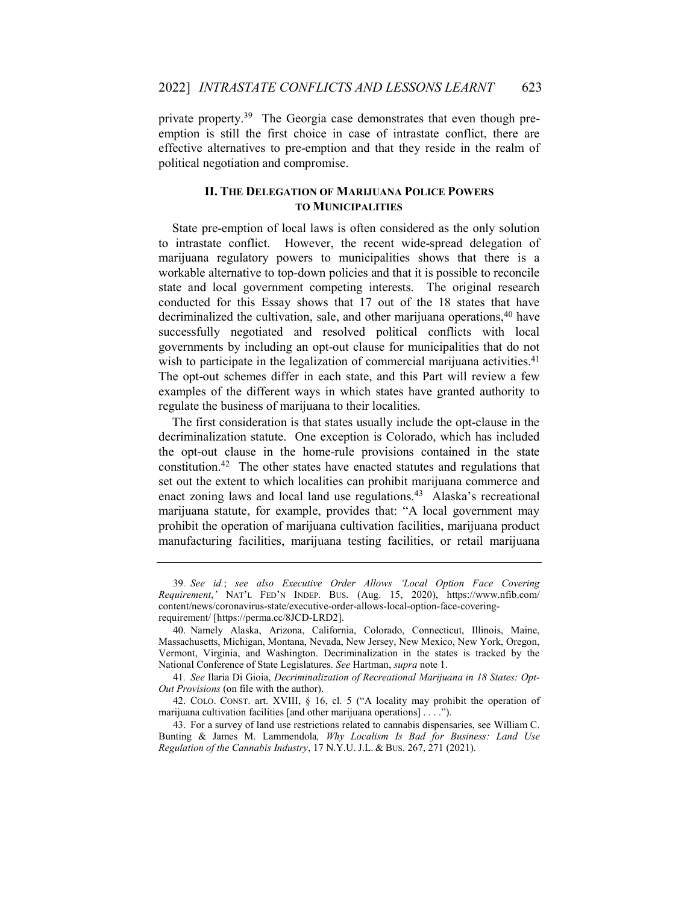private property.[39] The Georgia case demonstrates that even though pre-emption is still the first choice in case of intrastate conflict, there are effective alternatives to pre-emption and that they reside in the realm of political negotiation and compromise.

## II. THE DELEGATION OF MARIJUANA POLICE POWERS TO MUNICIPALITIES

State pre-emption of local laws is often considered as the only solution to intrastate conflict. However, the recent wide-spread delegation of marijuana regulatory powers to municipalities shows that there is a workable alternative to top-down policies and that it is possible to reconcile state and local government competing interests. The original research conducted for this Essay shows that 17 out of the 18 states that have decriminalized the cultivation, sale, and other marijuana operations,[40] have successfully negotiated and resolved political conflicts with local governments by including an opt-out clause for municipalities that do not wish to participate in the legalization of commercial marijuana activities.[41] The opt-out schemes differ in each state, and this Part will review a few examples of the different ways in which states have granted authority to regulate the business of marijuana to their localities.

The first consideration is that states usually include the opt-clause in the decriminalization statute. One exception is Colorado, which has included the opt-out clause in the home-rule provisions contained in the state constitution.[42] The other states have enacted statutes and regulations that set out the extent to which localities can prohibit marijuana commerce and enact zoning laws and local land use regulations.[43] Alaska's recreational marijuana statute, for example, provides that: "A local government may prohibit the operation of marijuana cultivation facilities, marijuana product manufacturing facilities, marijuana testing facilities, or retail marijuana

---

39. *See id.*; *see also Executive Order Allows 'Local Option Face Covering Requirement*,*'* NAT'L FED'N INDEP. BUS. (Aug. 15, 2020), https://www.nfib.com/content/news/coronavirus-state/executive-order-allows-local-option-face-covering-requirement/ [https://perma.cc/8JCD-LRD2].

40. Namely Alaska, Arizona, California, Colorado, Connecticut, Illinois, Maine, Massachusetts, Michigan, Montana, Nevada, New Jersey, New Mexico, New York, Oregon, Vermont, Virginia, and Washington. Decriminalization in the states is tracked by the National Conference of State Legislatures. *See* Hartman, *supra* note 1.

41. *See* Ilaria Di Gioia, *Decriminalization of Recreational Marijuana in 18 States: Opt-Out Provisions* (on file with the author).

42. COLO. CONST. art. XVIII, § 16, cl. 5 ("A locality may prohibit the operation of marijuana cultivation facilities [and other marijuana operations] . . . .").

43. For a survey of land use restrictions related to cannabis dispensaries, see William C. Bunting & James M. Lammendola*, Why Localism Is Bad for Business: Land Use Regulation of the Cannabis Industry*, 17 N.Y.U. J.L. & BUS. 267, 271 (2021).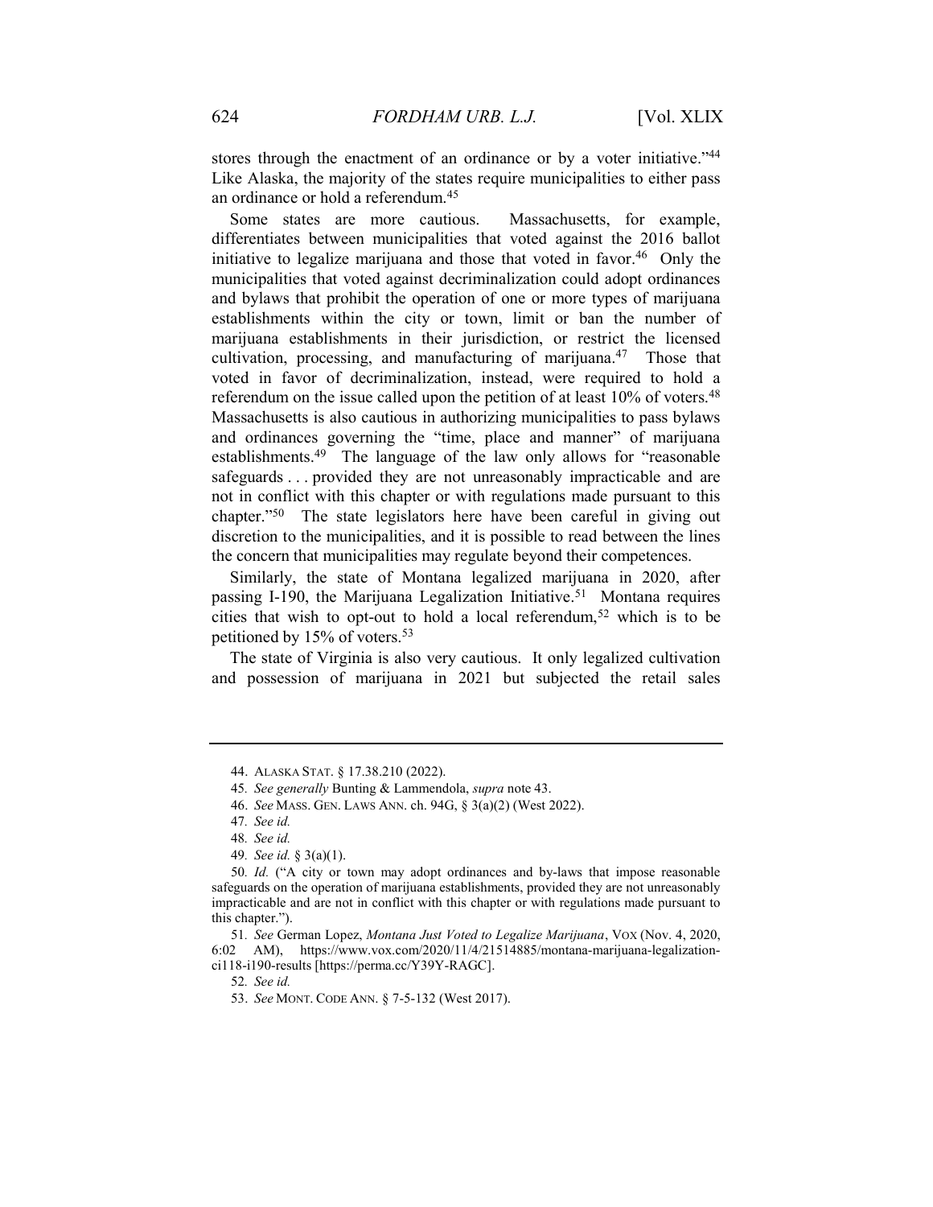stores through the enactment of an ordinance or by a voter initiative."[44] Like Alaska, the majority of the states require municipalities to either pass an ordinance or hold a referendum.[45]

Some states are more cautious. Massachusetts, for example, differentiates between municipalities that voted against the 2016 ballot initiative to legalize marijuana and those that voted in favor.[46] Only the municipalities that voted against decriminalization could adopt ordinances and bylaws that prohibit the operation of one or more types of marijuana establishments within the city or town, limit or ban the number of marijuana establishments in their jurisdiction, or restrict the licensed cultivation, processing, and manufacturing of marijuana.[47] Those that voted in favor of decriminalization, instead, were required to hold a referendum on the issue called upon the petition of at least 10% of voters.[48] Massachusetts is also cautious in authorizing municipalities to pass bylaws and ordinances governing the "time, place and manner" of marijuana establishments.[49] The language of the law only allows for "reasonable safeguards . . . provided they are not unreasonably impracticable and are not in conflict with this chapter or with regulations made pursuant to this chapter."[50] The state legislators here have been careful in giving out discretion to the municipalities, and it is possible to read between the lines the concern that municipalities may regulate beyond their competences.

Similarly, the state of Montana legalized marijuana in 2020, after passing I-190, the Marijuana Legalization Initiative.[51] Montana requires cities that wish to opt-out to hold a local referendum,[52] which is to be petitioned by 15% of voters.[53]

The state of Virginia is also very cautious. It only legalized cultivation and possession of marijuana in 2021 but subjected the retail sales

---

44. ALASKA STAT. § 17.38.210 (2022).

45. *See generally* Bunting & Lammendola, *supra* note 43.

46. *See* MASS. GEN. LAWS ANN. ch. 94G, § 3(a)(2) (West 2022).

47. *See id.*

48. *See id.*

49. *See id.* § 3(a)(1).

50. *Id.* ("A city or town may adopt ordinances and by-laws that impose reasonable safeguards on the operation of marijuana establishments, provided they are not unreasonably impracticable and are not in conflict with this chapter or with regulations made pursuant to this chapter.").

51. *See* German Lopez, *Montana Just Voted to Legalize Marijuana*, VOX (Nov. 4, 2020, 6:02 AM), https://www.vox.com/2020/11/4/21514885/montana-marijuana-legalization-ci118-i190-results [https://perma.cc/Y39Y-RAGC].

52. *See id.*

53. *See* MONT. CODE ANN. § 7-5-132 (West 2017).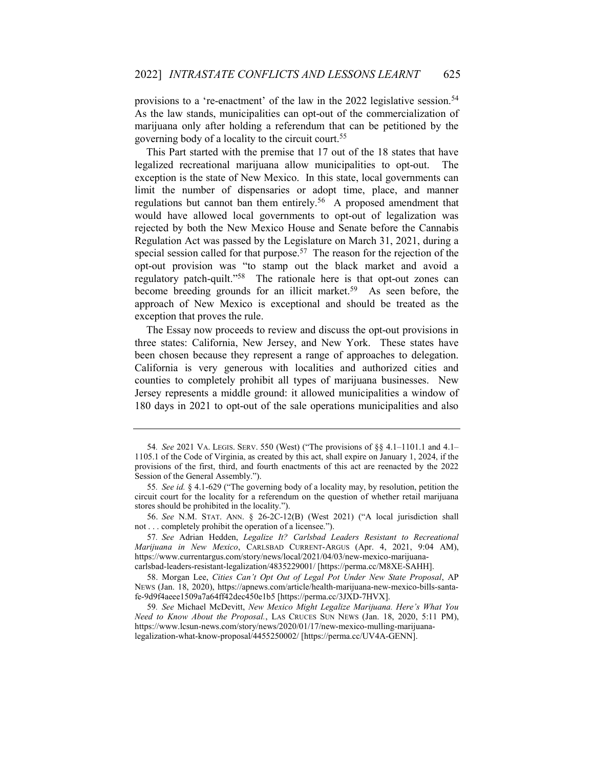provisions to a 're-enactment' of the law in the 2022 legislative session.[54] As the law stands, municipalities can opt-out of the commercialization of marijuana only after holding a referendum that can be petitioned by the governing body of a locality to the circuit court.[55]

This Part started with the premise that 17 out of the 18 states that have legalized recreational marijuana allow municipalities to opt-out. The exception is the state of New Mexico. In this state, local governments can limit the number of dispensaries or adopt time, place, and manner regulations but cannot ban them entirely.[56] A proposed amendment that would have allowed local governments to opt-out of legalization was rejected by both the New Mexico House and Senate before the Cannabis Regulation Act was passed by the Legislature on March 31, 2021, during a special session called for that purpose.[57] The reason for the rejection of the opt-out provision was "to stamp out the black market and avoid a regulatory patch-quilt."[58] The rationale here is that opt-out zones can become breeding grounds for an illicit market.[59] As seen before, the approach of New Mexico is exceptional and should be treated as the exception that proves the rule.

The Essay now proceeds to review and discuss the opt-out provisions in three states: California, New Jersey, and New York. These states have been chosen because they represent a range of approaches to delegation. California is very generous with localities and authorized cities and counties to completely prohibit all types of marijuana businesses. New Jersey represents a middle ground: it allowed municipalities a window of 180 days in 2021 to opt-out of the sale operations municipalities and also

---

54. *See* 2021 VA. LEGIS. SERV. 550 (West) ("The provisions of §§ 4.1–1101.1 and 4.1–1105.1 of the Code of Virginia, as created by this act, shall expire on January 1, 2024, if the provisions of the first, third, and fourth enactments of this act are reenacted by the 2022 Session of the General Assembly.").

55. *See id.* § 4.1-629 ("The governing body of a locality may, by resolution, petition the circuit court for the locality for a referendum on the question of whether retail marijuana stores should be prohibited in the locality.").

56. *See* N.M. STAT. ANN. § 26-2C-12(B) (West 2021) ("A local jurisdiction shall not . . . completely prohibit the operation of a licensee.").

57. *See* Adrian Hedden, *Legalize It? Carlsbad Leaders Resistant to Recreational Marijuana in New Mexico*, CARLSBAD CURRENT-ARGUS (Apr. 4, 2021, 9:04 AM), https://www.currentargus.com/story/news/local/2021/04/03/new-mexico-marijuana-carlsbad-leaders-resistant-legalization/4835229001/ [https://perma.cc/M8XE-SAHH].

58. Morgan Lee, *Cities Can't Opt Out of Legal Pot Under New State Proposal*, AP NEWS (Jan. 18, 2020), https://apnews.com/article/health-marijuana-new-mexico-bills-santa-fe-9d9f4aeee1509a7a64ff42dec450e1b5 [https://perma.cc/3JXD-7HVX].

59. *See* Michael McDevitt, *New Mexico Might Legalize Marijuana. Here's What You Need to Know About the Proposal.*, LAS CRUCES SUN NEWS (Jan. 18, 2020, 5:11 PM), https://www.lcsun-news.com/story/news/2020/01/17/new-mexico-mulling-marijuana-legalization-what-know-proposal/4455250002/ [https://perma.cc/UV4A-GENN].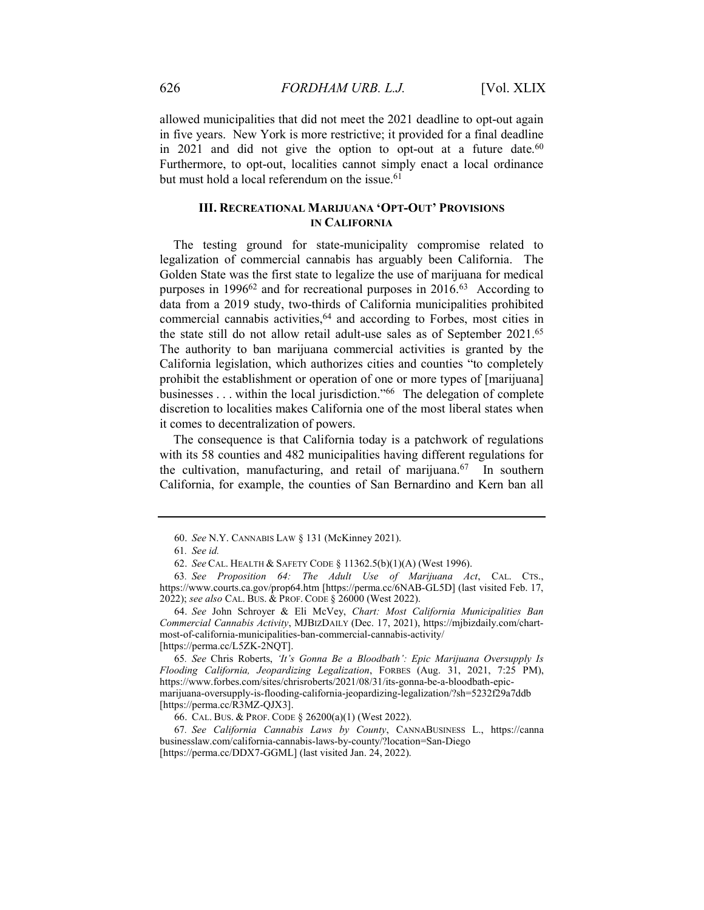allowed municipalities that did not meet the 2021 deadline to opt-out again in five years. New York is more restrictive; it provided for a final deadline in 2021 and did not give the option to opt-out at a future date.[60] Furthermore, to opt-out, localities cannot simply enact a local ordinance but must hold a local referendum on the issue.[61]

## III. Recreational Marijuana 'Opt-Out' Provisions in California

The testing ground for state-municipality compromise related to legalization of commercial cannabis has arguably been California. The Golden State was the first state to legalize the use of marijuana for medical purposes in 1996[62] and for recreational purposes in 2016.[63] According to data from a 2019 study, two-thirds of California municipalities prohibited commercial cannabis activities,[64] and according to Forbes, most cities in the state still do not allow retail adult-use sales as of September 2021.[65] The authority to ban marijuana commercial activities is granted by the California legislation, which authorizes cities and counties "to completely prohibit the establishment or operation of one or more types of [marijuana] businesses . . . within the local jurisdiction."[66] The delegation of complete discretion to localities makes California one of the most liberal states when it comes to decentralization of powers.

The consequence is that California today is a patchwork of regulations with its 58 counties and 482 municipalities having different regulations for the cultivation, manufacturing, and retail of marijuana.[67] In southern California, for example, the counties of San Bernardino and Kern ban all

---

60. *See* N.Y. Cannabis Law § 131 (McKinney 2021).

61. *See id.*

62. *See* Cal. Health & Safety Code § 11362.5(b)(1)(A) (West 1996).

63. *See Proposition 64: The Adult Use of Marijuana Act*, Cal. Cts., https://www.courts.ca.gov/prop64.htm [https://perma.cc/6NAB-GL5D] (last visited Feb. 17, 2022); *see also* Cal. Bus. & Prof. Code § 26000 (West 2022).

64. *See* John Schroyer & Eli McVey, *Chart: Most California Municipalities Ban Commercial Cannabis Activity*, MJBizDaily (Dec. 17, 2021), https://mjbizdaily.com/chart-most-of-california-municipalities-ban-commercial-cannabis-activity/ [https://perma.cc/L5ZK-2NQT].

65. *See* Chris Roberts, *'It's Gonna Be a Bloodbath': Epic Marijuana Oversupply Is Flooding California, Jeopardizing Legalization*, Forbes (Aug. 31, 2021, 7:25 PM), https://www.forbes.com/sites/chrisroberts/2021/08/31/its-gonna-be-a-bloodbath-epic-marijuana-oversupply-is-flooding-california-jeopardizing-legalization/?sh=5232f29a7ddb [https://perma.cc/R3MZ-QJX3].

66. Cal. Bus. & Prof. Code § 26200(a)(1) (West 2022).

67. *See California Cannabis Laws by County*, CannaBusiness L., https://cannabusinesslaw.com/california-cannabis-laws-by-county/?location=San-Diego [https://perma.cc/DDX7-GGML] (last visited Jan. 24, 2022).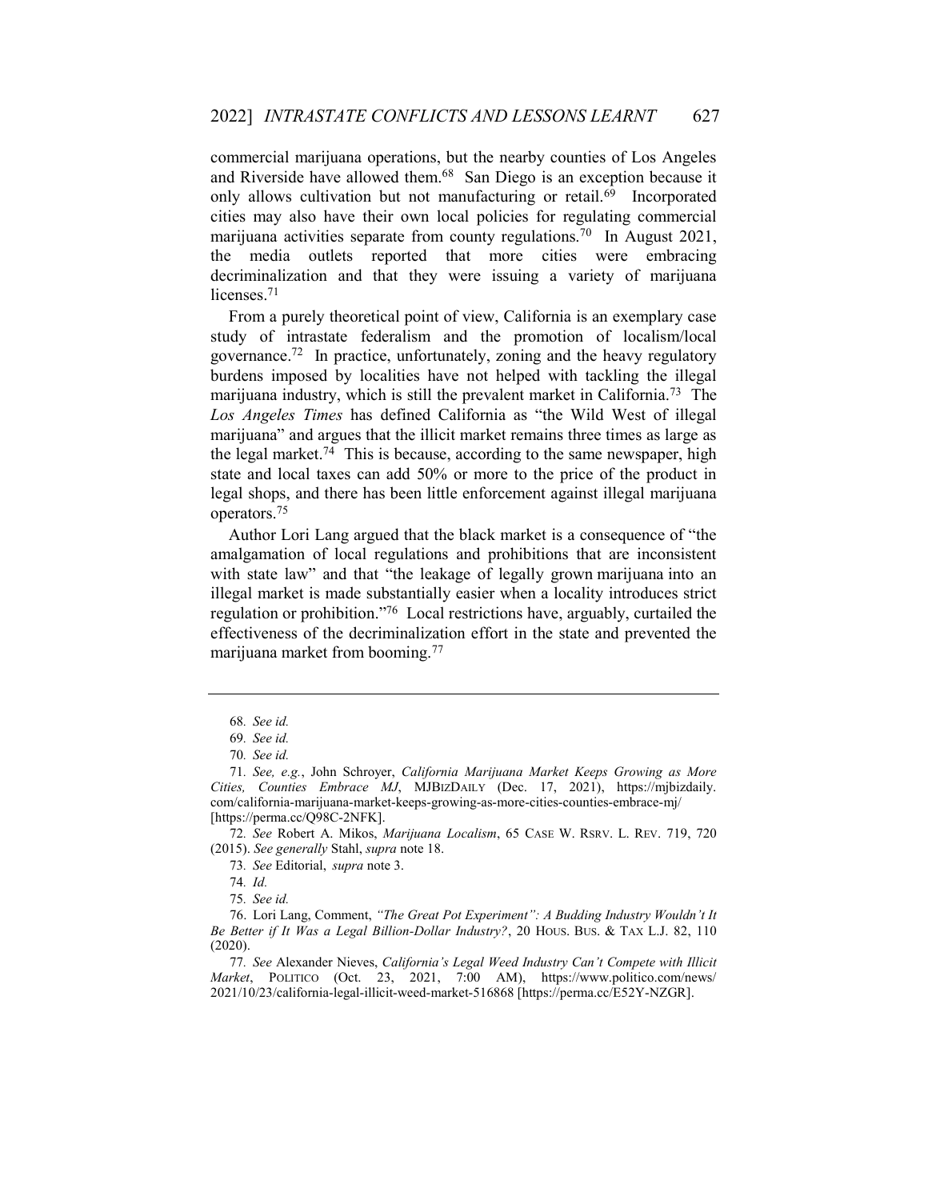commercial marijuana operations, but the nearby counties of Los Angeles and Riverside have allowed them.[68] San Diego is an exception because it only allows cultivation but not manufacturing or retail.[69] Incorporated cities may also have their own local policies for regulating commercial marijuana activities separate from county regulations.[70] In August 2021, the media outlets reported that more cities were embracing decriminalization and that they were issuing a variety of marijuana licenses.[71]

From a purely theoretical point of view, California is an exemplary case study of intrastate federalism and the promotion of localism/local governance.[72] In practice, unfortunately, zoning and the heavy regulatory burdens imposed by localities have not helped with tackling the illegal marijuana industry, which is still the prevalent market in California.[73] The *Los Angeles Times* has defined California as "the Wild West of illegal marijuana" and argues that the illicit market remains three times as large as the legal market.[74] This is because, according to the same newspaper, high state and local taxes can add 50% or more to the price of the product in legal shops, and there has been little enforcement against illegal marijuana operators.[75]

Author Lori Lang argued that the black market is a consequence of "the amalgamation of local regulations and prohibitions that are inconsistent with state law" and that "the leakage of legally grown marijuana into an illegal market is made substantially easier when a locality introduces strict regulation or prohibition."[76] Local restrictions have, arguably, curtailed the effectiveness of the decriminalization effort in the state and prevented the marijuana market from booming.[77]

---

68. *See id.*

69. *See id.*

70. *See id.*

71. *See, e.g.*, John Schroyer, *California Marijuana Market Keeps Growing as More Cities, Counties Embrace MJ*, MJBIZDAILY (Dec. 17, 2021), https://mjbizdaily.com/california-marijuana-market-keeps-growing-as-more-cities-counties-embrace-mj/ [https://perma.cc/Q98C-2NFK].

72. *See* Robert A. Mikos, *Marijuana Localism*, 65 CASE W. RSRV. L. REV. 719, 720 (2015). *See generally* Stahl, *supra* note 18.

73. *See* Editorial, *supra* note 3.

74. *Id.*

75. *See id.*

76. Lori Lang, Comment, *"The Great Pot Experiment": A Budding Industry Wouldn't It Be Better if It Was a Legal Billion-Dollar Industry?*, 20 HOUS. BUS. & TAX L.J. 82, 110 (2020).

77. *See* Alexander Nieves, *California's Legal Weed Industry Can't Compete with Illicit Market*, POLITICO (Oct. 23, 2021, 7:00 AM), https://www.politico.com/news/2021/10/23/california-legal-illicit-weed-market-516868 [https://perma.cc/E52Y-NZGR].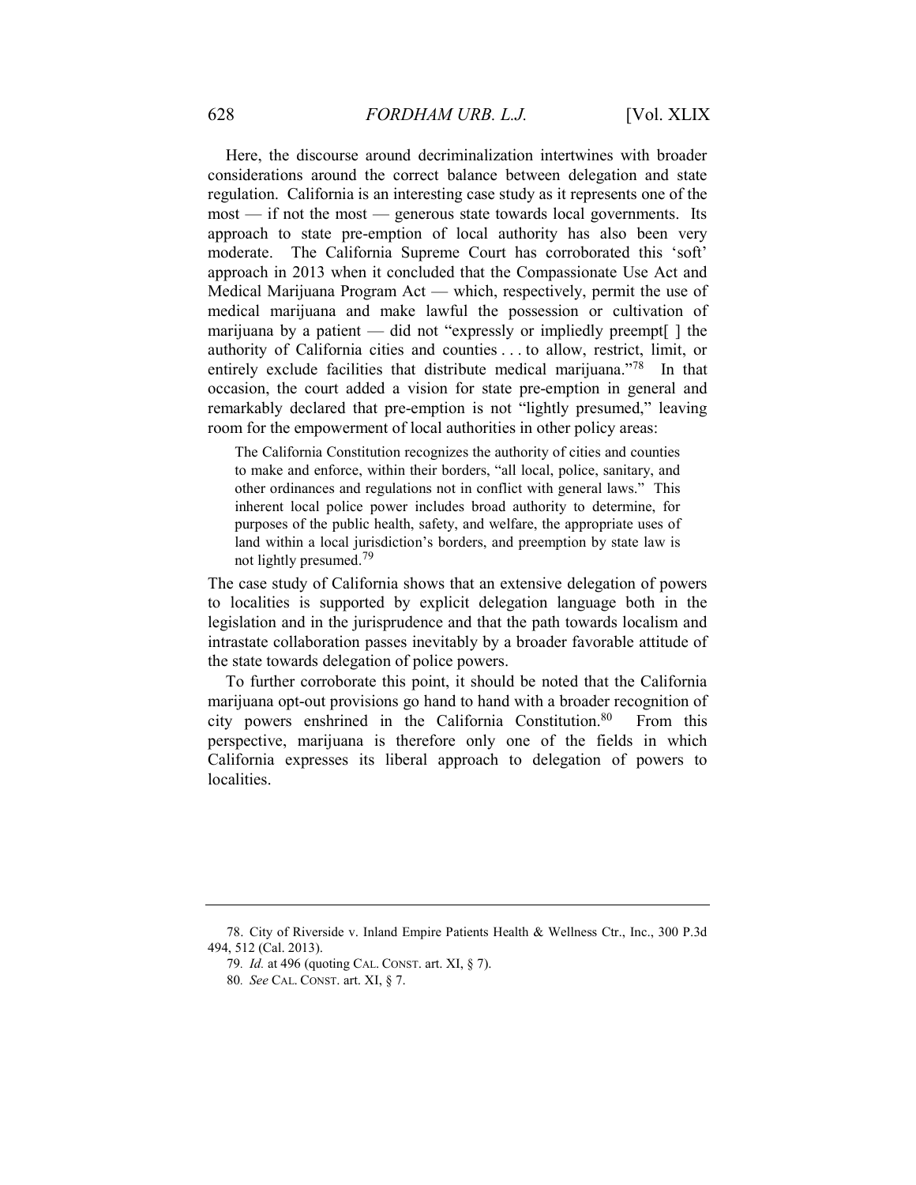Here, the discourse around decriminalization intertwines with broader considerations around the correct balance between delegation and state regulation. California is an interesting case study as it represents one of the most — if not the most — generous state towards local governments. Its approach to state pre-emption of local authority has also been very moderate. The California Supreme Court has corroborated this 'soft' approach in 2013 when it concluded that the Compassionate Use Act and Medical Marijuana Program Act — which, respectively, permit the use of medical marijuana and make lawful the possession or cultivation of marijuana by a patient — did not "expressly or impliedly preempt[ ] the authority of California cities and counties . . . to allow, restrict, limit, or entirely exclude facilities that distribute medical marijuana."[78] In that occasion, the court added a vision for state pre-emption in general and remarkably declared that pre-emption is not "lightly presumed," leaving room for the empowerment of local authorities in other policy areas:

> The California Constitution recognizes the authority of cities and counties to make and enforce, within their borders, "all local, police, sanitary, and other ordinances and regulations not in conflict with general laws." This inherent local police power includes broad authority to determine, for purposes of the public health, safety, and welfare, the appropriate uses of land within a local jurisdiction's borders, and preemption by state law is not lightly presumed.[79]

The case study of California shows that an extensive delegation of powers to localities is supported by explicit delegation language both in the legislation and in the jurisprudence and that the path towards localism and intrastate collaboration passes inevitably by a broader favorable attitude of the state towards delegation of police powers.

To further corroborate this point, it should be noted that the California marijuana opt-out provisions go hand to hand with a broader recognition of city powers enshrined in the California Constitution.[80] From this perspective, marijuana is therefore only one of the fields in which California expresses its liberal approach to delegation of powers to localities.

---

78. City of Riverside v. Inland Empire Patients Health & Wellness Ctr., Inc., 300 P.3d 494, 512 (Cal. 2013).

79. *Id.* at 496 (quoting CAL. CONST. art. XI, § 7).

80. *See* CAL. CONST. art. XI, § 7.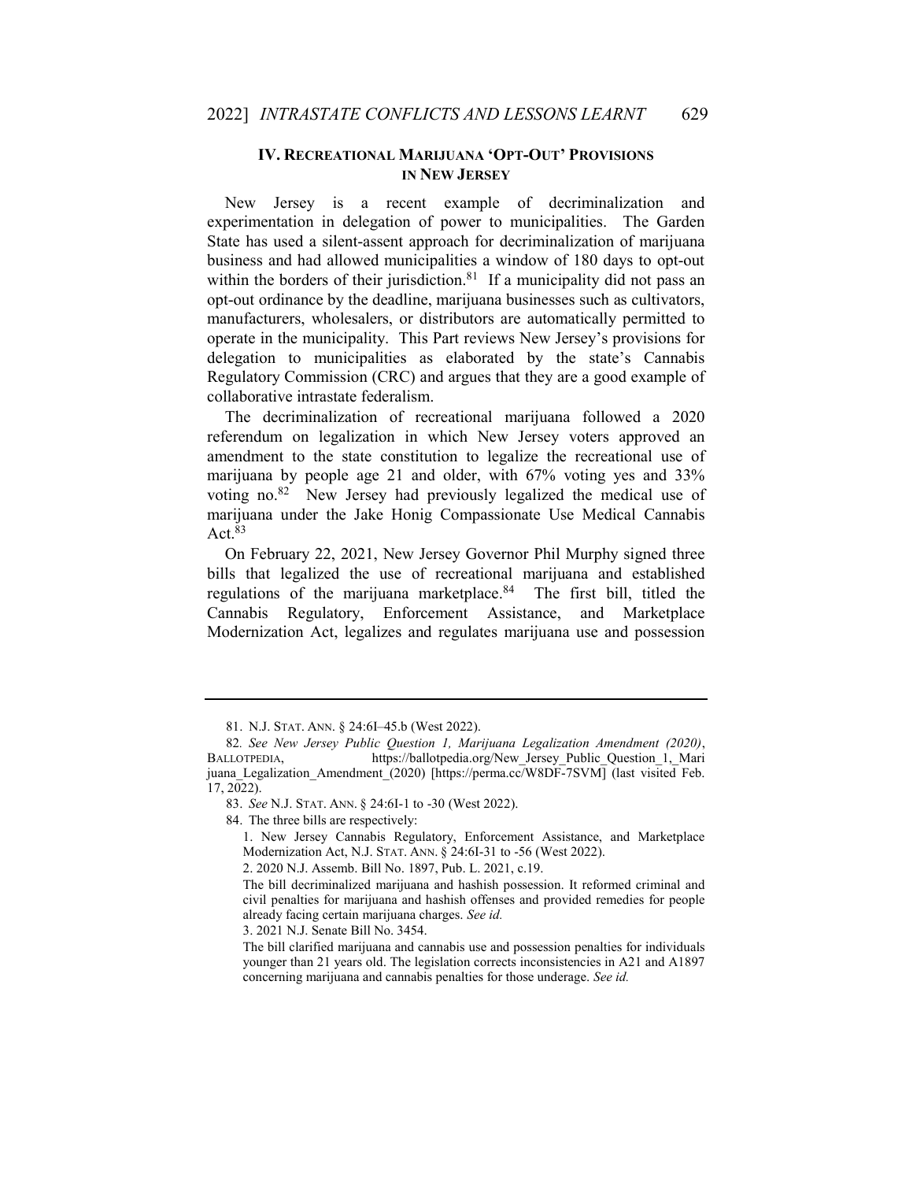## IV. RECREATIONAL MARIJUANA 'OPT-OUT' PROVISIONS IN NEW JERSEY

New Jersey is a recent example of decriminalization and experimentation in delegation of power to municipalities. The Garden State has used a silent-assent approach for decriminalization of marijuana business and had allowed municipalities a window of 180 days to opt-out within the borders of their jurisdiction.[81] If a municipality did not pass an opt-out ordinance by the deadline, marijuana businesses such as cultivators, manufacturers, wholesalers, or distributors are automatically permitted to operate in the municipality. This Part reviews New Jersey's provisions for delegation to municipalities as elaborated by the state's Cannabis Regulatory Commission (CRC) and argues that they are a good example of collaborative intrastate federalism.

The decriminalization of recreational marijuana followed a 2020 referendum on legalization in which New Jersey voters approved an amendment to the state constitution to legalize the recreational use of marijuana by people age 21 and older, with 67% voting yes and 33% voting no.[82] New Jersey had previously legalized the medical use of marijuana under the Jake Honig Compassionate Use Medical Cannabis Act.[83]

On February 22, 2021, New Jersey Governor Phil Murphy signed three bills that legalized the use of recreational marijuana and established regulations of the marijuana marketplace.[84] The first bill, titled the Cannabis Regulatory, Enforcement Assistance, and Marketplace Modernization Act, legalizes and regulates marijuana use and possession

---

81. N.J. STAT. ANN. § 24:6I–45.b (West 2022).

82. *See New Jersey Public Question 1, Marijuana Legalization Amendment (2020)*, BALLOTPEDIA, https://ballotpedia.org/New_Jersey_Public_Question_1,_Marijuana_Legalization_Amendment_(2020) [https://perma.cc/W8DF-7SVM] (last visited Feb. 17, 2022).

83. *See* N.J. STAT. ANN. § 24:6I-1 to -30 (West 2022).

84. The three bills are respectively:

> 1. New Jersey Cannabis Regulatory, Enforcement Assistance, and Marketplace Modernization Act, N.J. STAT. ANN. § 24:6I-31 to -56 (West 2022).
>
> 2. 2020 N.J. Assemb. Bill No. 1897, Pub. L. 2021, c.19.
>
> The bill decriminalized marijuana and hashish possession. It reformed criminal and civil penalties for marijuana and hashish offenses and provided remedies for people already facing certain marijuana charges. *See id.*
>
> 3. 2021 N.J. Senate Bill No. 3454.
>
> The bill clarified marijuana and cannabis use and possession penalties for individuals younger than 21 years old. The legislation corrects inconsistencies in A21 and A1897 concerning marijuana and cannabis penalties for those underage. *See id.*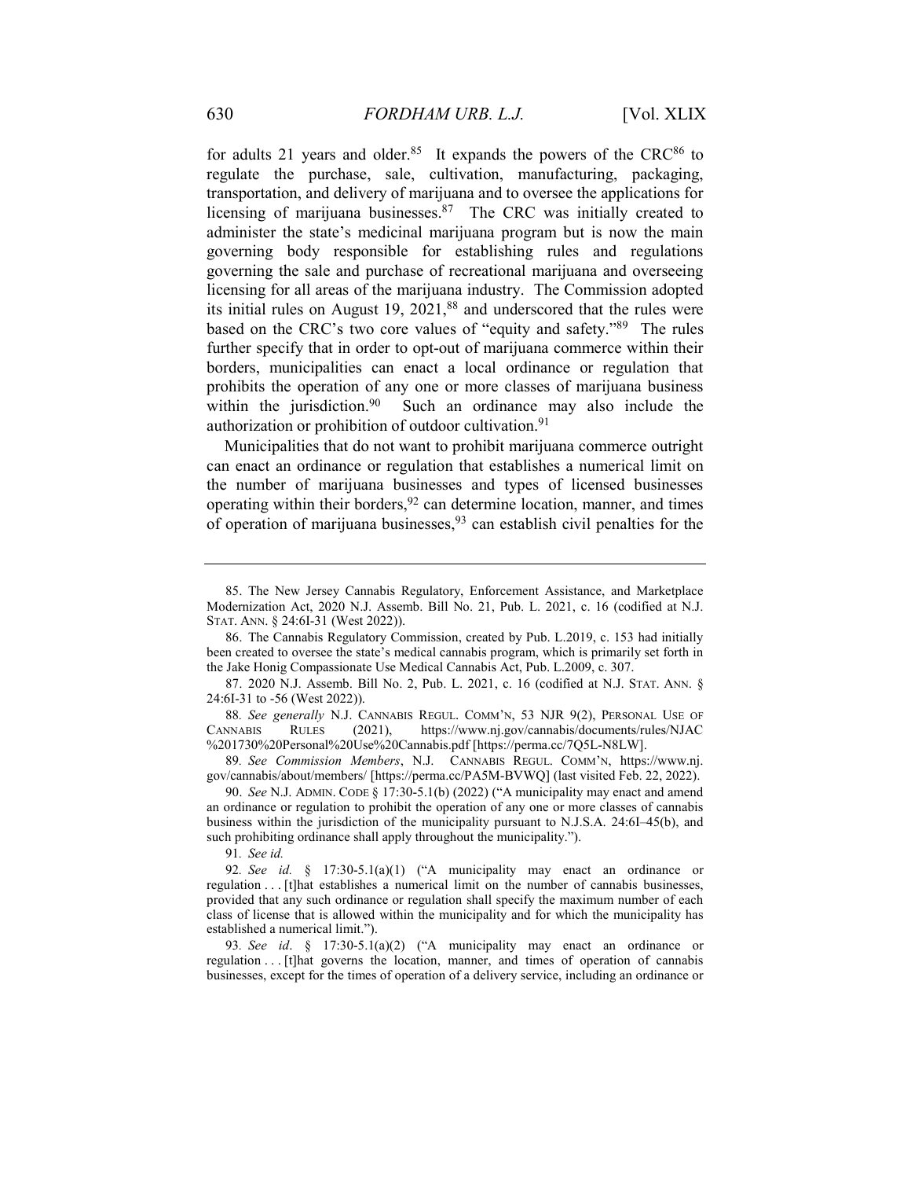for adults 21 years and older.[85] It expands the powers of the CRC[86] to regulate the purchase, sale, cultivation, manufacturing, packaging, transportation, and delivery of marijuana and to oversee the applications for licensing of marijuana businesses.[87] The CRC was initially created to administer the state's medicinal marijuana program but is now the main governing body responsible for establishing rules and regulations governing the sale and purchase of recreational marijuana and overseeing licensing for all areas of the marijuana industry. The Commission adopted its initial rules on August 19, 2021,[88] and underscored that the rules were based on the CRC's two core values of "equity and safety."[89] The rules further specify that in order to opt-out of marijuana commerce within their borders, municipalities can enact a local ordinance or regulation that prohibits the operation of any one or more classes of marijuana business within the jurisdiction.[90] Such an ordinance may also include the authorization or prohibition of outdoor cultivation.[91]

Municipalities that do not want to prohibit marijuana commerce outright can enact an ordinance or regulation that establishes a numerical limit on the number of marijuana businesses and types of licensed businesses operating within their borders,[92] can determine location, manner, and times of operation of marijuana businesses,[93] can establish civil penalties for the

---

85. The New Jersey Cannabis Regulatory, Enforcement Assistance, and Marketplace Modernization Act, 2020 N.J. Assemb. Bill No. 21, Pub. L. 2021, c. 16 (codified at N.J. STAT. ANN. § 24:6I-31 (West 2022)).

86. The Cannabis Regulatory Commission, created by Pub. L.2019, c. 153 had initially been created to oversee the state's medical cannabis program, which is primarily set forth in the Jake Honig Compassionate Use Medical Cannabis Act, Pub. L.2009, c. 307.

87. 2020 N.J. Assemb. Bill No. 2, Pub. L. 2021, c. 16 (codified at N.J. STAT. ANN. § 24:6I-31 to -56 (West 2022)).

88. *See generally* N.J. CANNABIS REGUL. COMM'N, 53 NJR 9(2), PERSONAL USE OF CANNABIS RULES (2021), https://www.nj.gov/cannabis/documents/rules/NJAC%201730%20Personal%20Use%20Cannabis.pdf [https://perma.cc/7Q5L-N8LW].

89. *See Commission Members*, N.J. CANNABIS REGUL. COMM'N, https://www.nj.gov/cannabis/about/members/ [https://perma.cc/PA5M-BVWQ] (last visited Feb. 22, 2022).

90. *See* N.J. ADMIN. CODE § 17:30-5.1(b) (2022) ("A municipality may enact and amend an ordinance or regulation to prohibit the operation of any one or more classes of cannabis business within the jurisdiction of the municipality pursuant to N.J.S.A. 24:6I–45(b), and such prohibiting ordinance shall apply throughout the municipality.").

91. *See id.*

92. *See id.* § 17:30-5.1(a)(1) ("A municipality may enact an ordinance or regulation . . . [t]hat establishes a numerical limit on the number of cannabis businesses, provided that any such ordinance or regulation shall specify the maximum number of each class of license that is allowed within the municipality and for which the municipality has established a numerical limit.").

93. *See id*. § 17:30-5.1(a)(2) ("A municipality may enact an ordinance or regulation . . . [t]hat governs the location, manner, and times of operation of cannabis businesses, except for the times of operation of a delivery service, including an ordinance or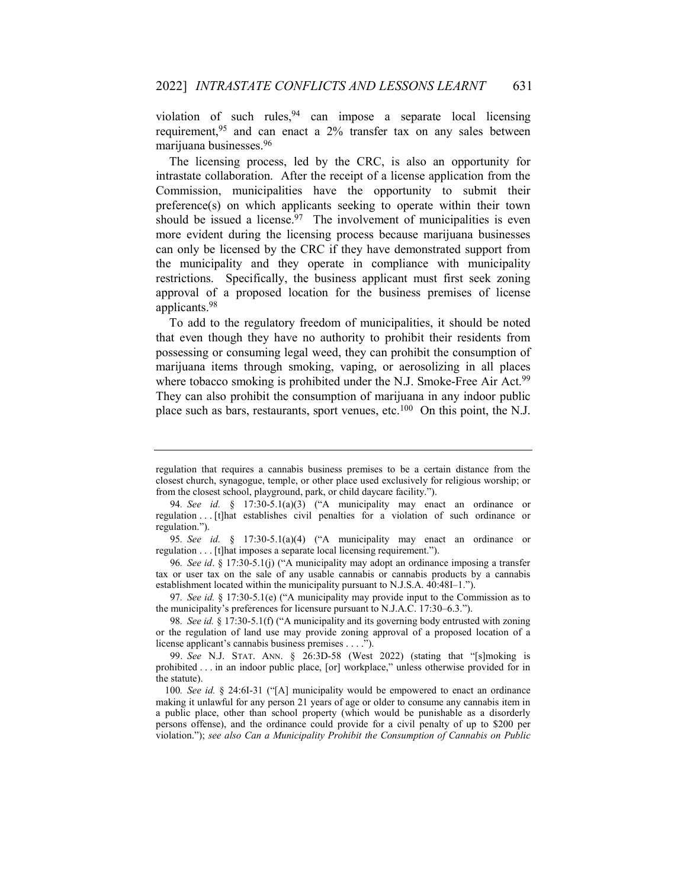violation of such rules,[94] can impose a separate local licensing requirement,[95] and can enact a 2% transfer tax on any sales between marijuana businesses.[96]

The licensing process, led by the CRC, is also an opportunity for intrastate collaboration. After the receipt of a license application from the Commission, municipalities have the opportunity to submit their preference(s) on which applicants seeking to operate within their town should be issued a license.[97] The involvement of municipalities is even more evident during the licensing process because marijuana businesses can only be licensed by the CRC if they have demonstrated support from the municipality and they operate in compliance with municipality restrictions. Specifically, the business applicant must first seek zoning approval of a proposed location for the business premises of license applicants.[98]

To add to the regulatory freedom of municipalities, it should be noted that even though they have no authority to prohibit their residents from possessing or consuming legal weed, they can prohibit the consumption of marijuana items through smoking, vaping, or aerosolizing in all places where tobacco smoking is prohibited under the N.J. Smoke-Free Air Act.[99] They can also prohibit the consumption of marijuana in any indoor public place such as bars, restaurants, sport venues, etc.[100] On this point, the N.J.

---

regulation that requires a cannabis business premises to be a certain distance from the closest church, synagogue, temple, or other place used exclusively for religious worship; or from the closest school, playground, park, or child daycare facility.").

94. *See id.* § 17:30-5.1(a)(3) ("A municipality may enact an ordinance or regulation . . . [t]hat establishes civil penalties for a violation of such ordinance or regulation.").

95. *See id.* § 17:30-5.1(a)(4) ("A municipality may enact an ordinance or regulation . . . [t]hat imposes a separate local licensing requirement.").

96. *See id*. § 17:30-5.1(j) ("A municipality may adopt an ordinance imposing a transfer tax or user tax on the sale of any usable cannabis or cannabis products by a cannabis establishment located within the municipality pursuant to N.J.S.A. 40:48I–1.").

97. *See id.* § 17:30-5.1(e) ("A municipality may provide input to the Commission as to the municipality's preferences for licensure pursuant to N.J.A.C. 17:30–6.3.").

98. *See id.* § 17:30-5.1(f) ("A municipality and its governing body entrusted with zoning or the regulation of land use may provide zoning approval of a proposed location of a license applicant's cannabis business premises . . . .").

99. *See* N.J. STAT. ANN. § 26:3D-58 (West 2022) (stating that "[s]moking is prohibited . . . in an indoor public place, [or] workplace," unless otherwise provided for in the statute).

100. *See id.* § 24:6I-31 ("[A] municipality would be empowered to enact an ordinance making it unlawful for any person 21 years of age or older to consume any cannabis item in a public place, other than school property (which would be punishable as a disorderly persons offense), and the ordinance could provide for a civil penalty of up to $200 per violation."); *see also Can a Municipality Prohibit the Consumption of Cannabis on Public*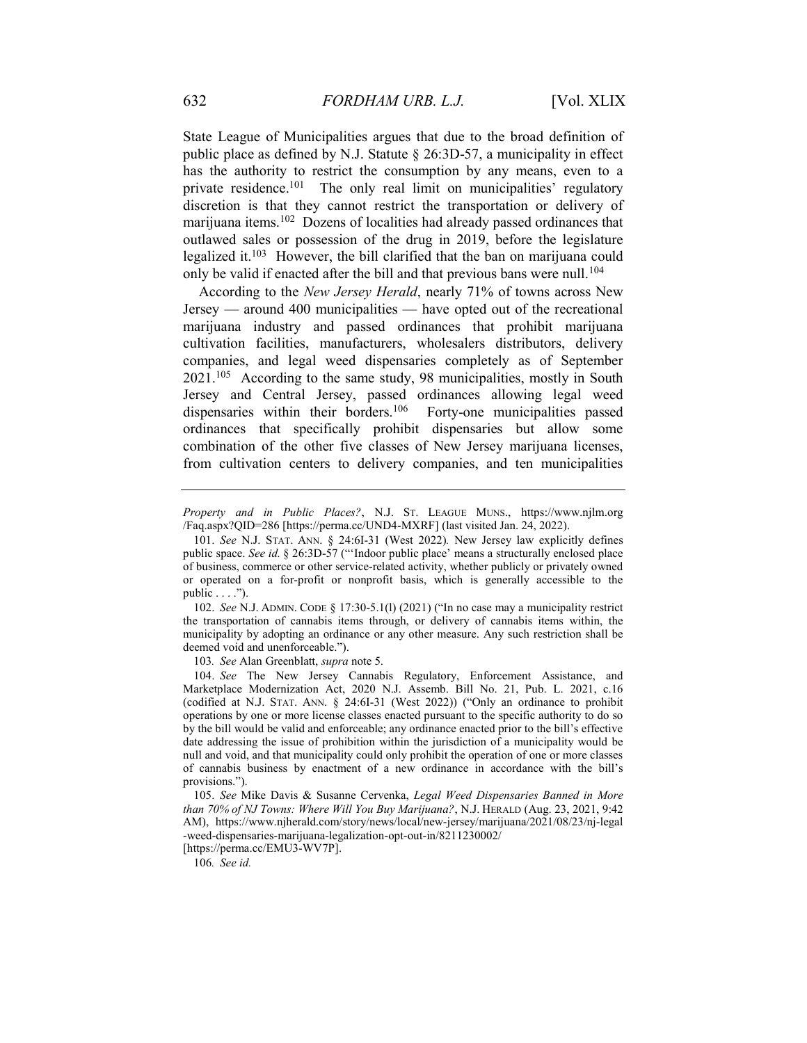State League of Municipalities argues that due to the broad definition of public place as defined by N.J. Statute § 26:3D-57, a municipality in effect has the authority to restrict the consumption by any means, even to a private residence.[101] The only real limit on municipalities' regulatory discretion is that they cannot restrict the transportation or delivery of marijuana items.[102] Dozens of localities had already passed ordinances that outlawed sales or possession of the drug in 2019, before the legislature legalized it.[103] However, the bill clarified that the ban on marijuana could only be valid if enacted after the bill and that previous bans were null.[104]

According to the *New Jersey Herald*, nearly 71% of towns across New Jersey — around 400 municipalities — have opted out of the recreational marijuana industry and passed ordinances that prohibit marijuana cultivation facilities, manufacturers, wholesalers distributors, delivery companies, and legal weed dispensaries completely as of September 2021.[105] According to the same study, 98 municipalities, mostly in South Jersey and Central Jersey, passed ordinances allowing legal weed dispensaries within their borders.[106] Forty-one municipalities passed ordinances that specifically prohibit dispensaries but allow some combination of the other five classes of New Jersey marijuana licenses, from cultivation centers to delivery companies, and ten municipalities

---

*Property and in Public Places?*, N.J. ST. LEAGUE MUNS., https://www.njlm.org/Faq.aspx?QID=286 [https://perma.cc/UND4-MXRF] (last visited Jan. 24, 2022).

101. *See* N.J. STAT. ANN. § 24:6I-31 (West 2022)*.* New Jersey law explicitly defines public space. *See id.* § 26:3D-57 ("'Indoor public place' means a structurally enclosed place of business, commerce or other service-related activity, whether publicly or privately owned or operated on a for-profit or nonprofit basis, which is generally accessible to the public . . . .").

102. *See* N.J. ADMIN. CODE § 17:30-5.1(l) (2021) ("In no case may a municipality restrict the transportation of cannabis items through, or delivery of cannabis items within, the municipality by adopting an ordinance or any other measure. Any such restriction shall be deemed void and unenforceable.").

103*. See* Alan Greenblatt, *supra* note 5.

104. *See* The New Jersey Cannabis Regulatory, Enforcement Assistance, and Marketplace Modernization Act, 2020 N.J. Assemb. Bill No. 21, Pub. L. 2021, c.16 (codified at N.J. STAT. ANN. § 24:6I-31 (West 2022)) ("Only an ordinance to prohibit operations by one or more license classes enacted pursuant to the specific authority to do so by the bill would be valid and enforceable; any ordinance enacted prior to the bill's effective date addressing the issue of prohibition within the jurisdiction of a municipality would be null and void, and that municipality could only prohibit the operation of one or more classes of cannabis business by enactment of a new ordinance in accordance with the bill's provisions.").

105. *See* Mike Davis & Susanne Cervenka, *Legal Weed Dispensaries Banned in More than 70% of NJ Towns: Where Will You Buy Marijuana?*, N.J. HERALD (Aug. 23, 2021, 9:42 AM), https://www.njherald.com/story/news/local/new-jersey/marijuana/2021/08/23/nj-legal-weed-dispensaries-marijuana-legalization-opt-out-in/8211230002/ [https://perma.cc/EMU3-WV7P].

106*. See id.*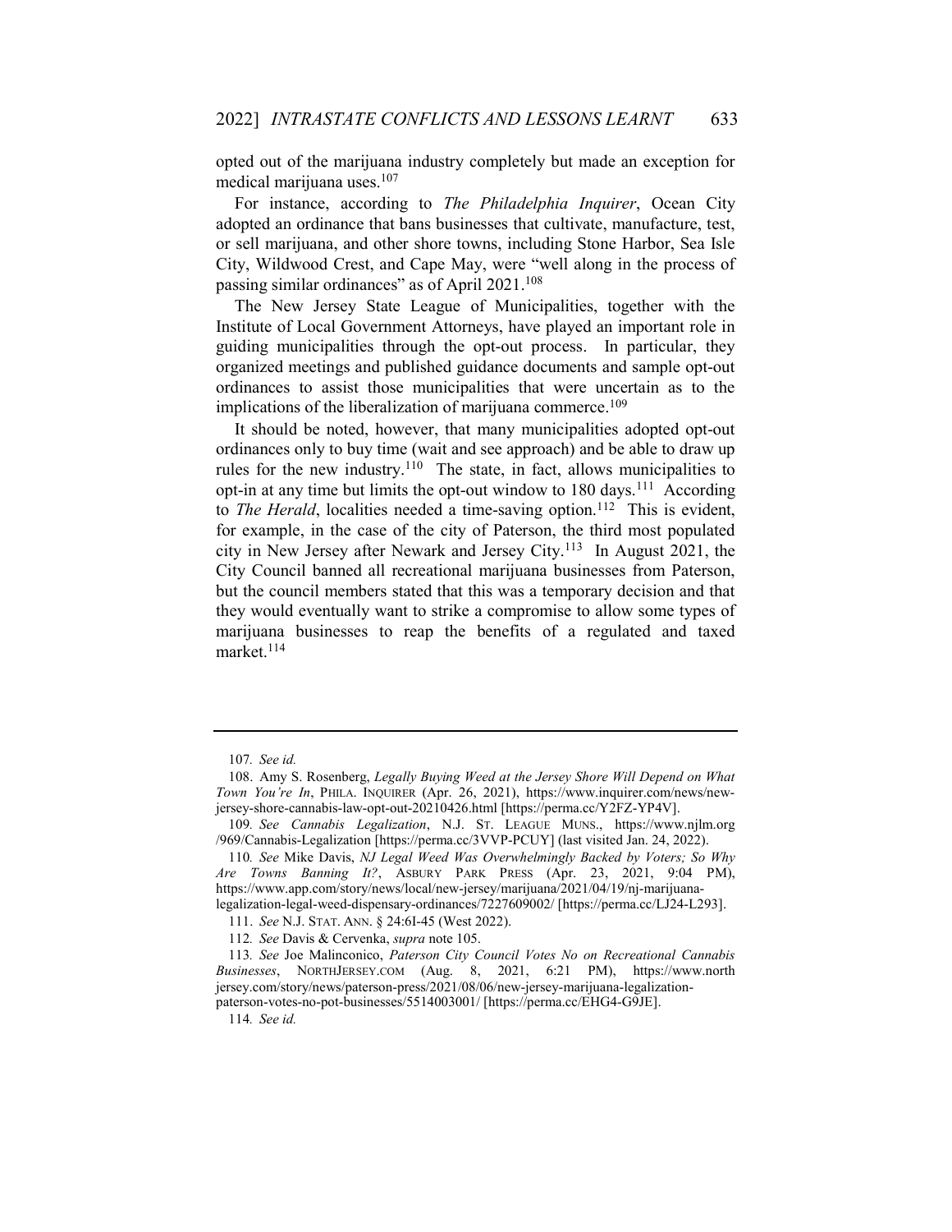opted out of the marijuana industry completely but made an exception for medical marijuana uses.[107]

For instance, according to *The Philadelphia Inquirer*, Ocean City adopted an ordinance that bans businesses that cultivate, manufacture, test, or sell marijuana, and other shore towns, including Stone Harbor, Sea Isle City, Wildwood Crest, and Cape May, were "well along in the process of passing similar ordinances" as of April 2021.[108]

The New Jersey State League of Municipalities, together with the Institute of Local Government Attorneys, have played an important role in guiding municipalities through the opt-out process. In particular, they organized meetings and published guidance documents and sample opt-out ordinances to assist those municipalities that were uncertain as to the implications of the liberalization of marijuana commerce.[109]

It should be noted, however, that many municipalities adopted opt-out ordinances only to buy time (wait and see approach) and be able to draw up rules for the new industry.[110] The state, in fact, allows municipalities to opt-in at any time but limits the opt-out window to 180 days.[111] According to *The Herald*, localities needed a time-saving option.[112] This is evident, for example, in the case of the city of Paterson, the third most populated city in New Jersey after Newark and Jersey City.[113] In August 2021, the City Council banned all recreational marijuana businesses from Paterson, but the council members stated that this was a temporary decision and that they would eventually want to strike a compromise to allow some types of marijuana businesses to reap the benefits of a regulated and taxed market.[114]

---

107. *See id.*

108. Amy S. Rosenberg, *Legally Buying Weed at the Jersey Shore Will Depend on What Town You're In*, PHILA. INQUIRER (Apr. 26, 2021), https://www.inquirer.com/news/new-jersey-shore-cannabis-law-opt-out-20210426.html [https://perma.cc/Y2FZ-YP4V].

109. *See Cannabis Legalization*, N.J. ST. LEAGUE MUNS., https://www.njlm.org/969/Cannabis-Legalization [https://perma.cc/3VVP-PCUY] (last visited Jan. 24, 2022).

110. *See* Mike Davis, *NJ Legal Weed Was Overwhelmingly Backed by Voters; So Why Are Towns Banning It?*, ASBURY PARK PRESS (Apr. 23, 2021, 9:04 PM), https://www.app.com/story/news/local/new-jersey/marijuana/2021/04/19/nj-marijuana-legalization-legal-weed-dispensary-ordinances/7227609002/ [https://perma.cc/LJ24-L293].

111. *See* N.J. STAT. ANN. § 24:6I-45 (West 2022).

112. *See* Davis & Cervenka, *supra* note 105.

113. *See* Joe Malinconico, *Paterson City Council Votes No on Recreational Cannabis Businesses*, NORTHJERSEY.COM (Aug. 8, 2021, 6:21 PM), https://www.northjersey.com/story/news/paterson-press/2021/08/06/new-jersey-marijuana-legalization-paterson-votes-no-pot-businesses/5514003001/ [https://perma.cc/EHG4-G9JE].

114. *See id.*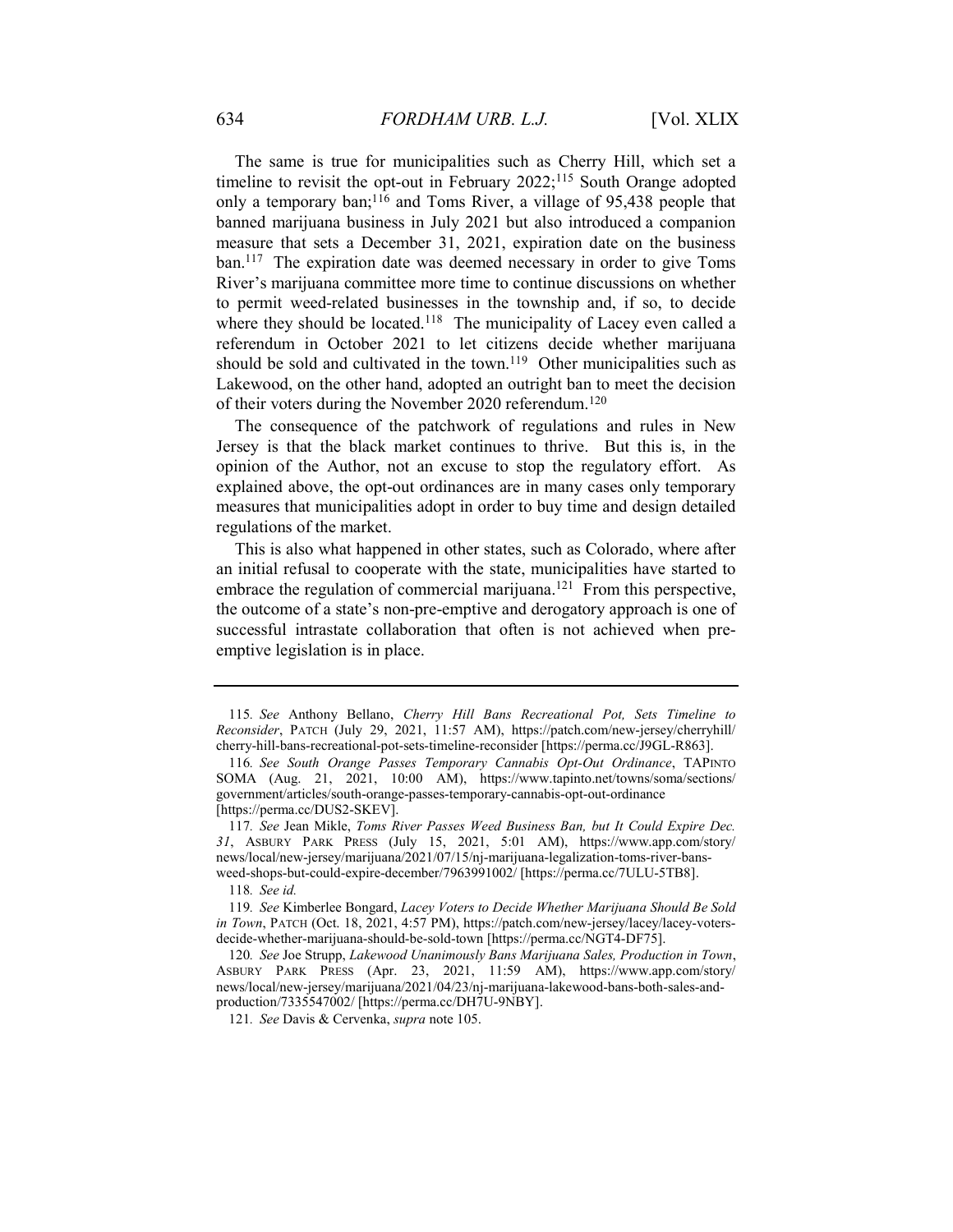The same is true for municipalities such as Cherry Hill, which set a timeline to revisit the opt-out in February 2022;[115] South Orange adopted only a temporary ban;[116] and Toms River, a village of 95,438 people that banned marijuana business in July 2021 but also introduced a companion measure that sets a December 31, 2021, expiration date on the business ban.[117] The expiration date was deemed necessary in order to give Toms River's marijuana committee more time to continue discussions on whether to permit weed-related businesses in the township and, if so, to decide where they should be located.[118] The municipality of Lacey even called a referendum in October 2021 to let citizens decide whether marijuana should be sold and cultivated in the town.[119] Other municipalities such as Lakewood, on the other hand, adopted an outright ban to meet the decision of their voters during the November 2020 referendum.[120]

The consequence of the patchwork of regulations and rules in New Jersey is that the black market continues to thrive. But this is, in the opinion of the Author, not an excuse to stop the regulatory effort. As explained above, the opt-out ordinances are in many cases only temporary measures that municipalities adopt in order to buy time and design detailed regulations of the market.

This is also what happened in other states, such as Colorado, where after an initial refusal to cooperate with the state, municipalities have started to embrace the regulation of commercial marijuana.[121] From this perspective, the outcome of a state's non-pre-emptive and derogatory approach is one of successful intrastate collaboration that often is not achieved when pre-emptive legislation is in place.

---

115. *See* Anthony Bellano, *Cherry Hill Bans Recreational Pot, Sets Timeline to Reconsider*, PATCH (July 29, 2021, 11:57 AM), https://patch.com/new-jersey/cherryhill/cherry-hill-bans-recreational-pot-sets-timeline-reconsider [https://perma.cc/J9GL-R863].

116. *See South Orange Passes Temporary Cannabis Opt-Out Ordinance*, TAPINTO SOMA (Aug. 21, 2021, 10:00 AM), https://www.tapinto.net/towns/soma/sections/government/articles/south-orange-passes-temporary-cannabis-opt-out-ordinance [https://perma.cc/DUS2-SKEV].

117. *See* Jean Mikle, *Toms River Passes Weed Business Ban, but It Could Expire Dec. 31*, ASBURY PARK PRESS (July 15, 2021, 5:01 AM), https://www.app.com/story/news/local/new-jersey/marijuana/2021/07/15/nj-marijuana-legalization-toms-river-bans-weed-shops-but-could-expire-december/7963991002/ [https://perma.cc/7ULU-5TB8].

118. *See id.*

119. *See* Kimberlee Bongard, *Lacey Voters to Decide Whether Marijuana Should Be Sold in Town*, PATCH (Oct. 18, 2021, 4:57 PM), https://patch.com/new-jersey/lacey/lacey-voters-decide-whether-marijuana-should-be-sold-town [https://perma.cc/NGT4-DF75].

120. *See* Joe Strupp, *Lakewood Unanimously Bans Marijuana Sales, Production in Town*, ASBURY PARK PRESS (Apr. 23, 2021, 11:59 AM), https://www.app.com/story/news/local/new-jersey/marijuana/2021/04/23/nj-marijuana-lakewood-bans-both-sales-and-production/7335547002/ [https://perma.cc/DH7U-9NBY].

121. *See* Davis & Cervenka, *supra* note 105.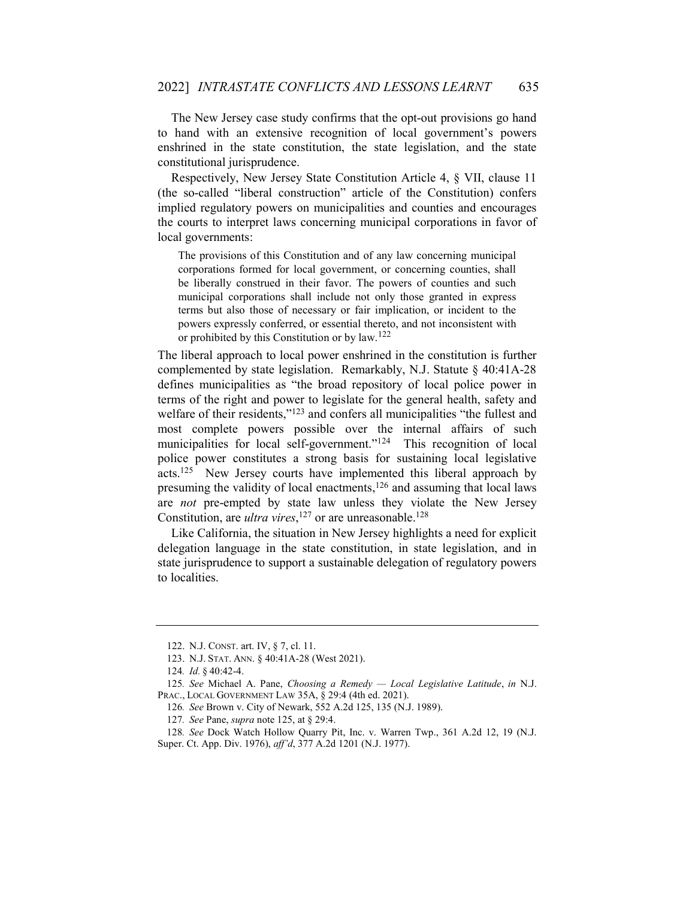The New Jersey case study confirms that the opt-out provisions go hand to hand with an extensive recognition of local government's powers enshrined in the state constitution, the state legislation, and the state constitutional jurisprudence.

Respectively, New Jersey State Constitution Article 4, § VII, clause 11 (the so-called "liberal construction" article of the Constitution) confers implied regulatory powers on municipalities and counties and encourages the courts to interpret laws concerning municipal corporations in favor of local governments:

> The provisions of this Constitution and of any law concerning municipal corporations formed for local government, or concerning counties, shall be liberally construed in their favor. The powers of counties and such municipal corporations shall include not only those granted in express terms but also those of necessary or fair implication, or incident to the powers expressly conferred, or essential thereto, and not inconsistent with or prohibited by this Constitution or by law.[122]

The liberal approach to local power enshrined in the constitution is further complemented by state legislation. Remarkably, N.J. Statute § 40:41A-28 defines municipalities as "the broad repository of local police power in terms of the right and power to legislate for the general health, safety and welfare of their residents,"[123] and confers all municipalities "the fullest and most complete powers possible over the internal affairs of such municipalities for local self-government."[124] This recognition of local police power constitutes a strong basis for sustaining local legislative acts.[125] New Jersey courts have implemented this liberal approach by presuming the validity of local enactments,[126] and assuming that local laws are *not* pre-empted by state law unless they violate the New Jersey Constitution, are *ultra vires*,[127] or are unreasonable.[128]

Like California, the situation in New Jersey highlights a need for explicit delegation language in the state constitution, in state legislation, and in state jurisprudence to support a sustainable delegation of regulatory powers to localities.

---

122. N.J. CONST. art. IV, § 7, cl. 11.

123. N.J. STAT. ANN. § 40:41A-28 (West 2021).

124. *Id.* § 40:42-4.

125. *See* Michael A. Pane, *Choosing a Remedy — Local Legislative Latitude*, *in* N.J. PRAC., LOCAL GOVERNMENT LAW 35A, § 29:4 (4th ed. 2021).

126. *See* Brown v. City of Newark, 552 A.2d 125, 135 (N.J. 1989).

127. *See* Pane, *supra* note 125, at § 29:4.

128. *See* Dock Watch Hollow Quarry Pit, Inc. v. Warren Twp., 361 A.2d 12, 19 (N.J. Super. Ct. App. Div. 1976), *aff'd*, 377 A.2d 1201 (N.J. 1977).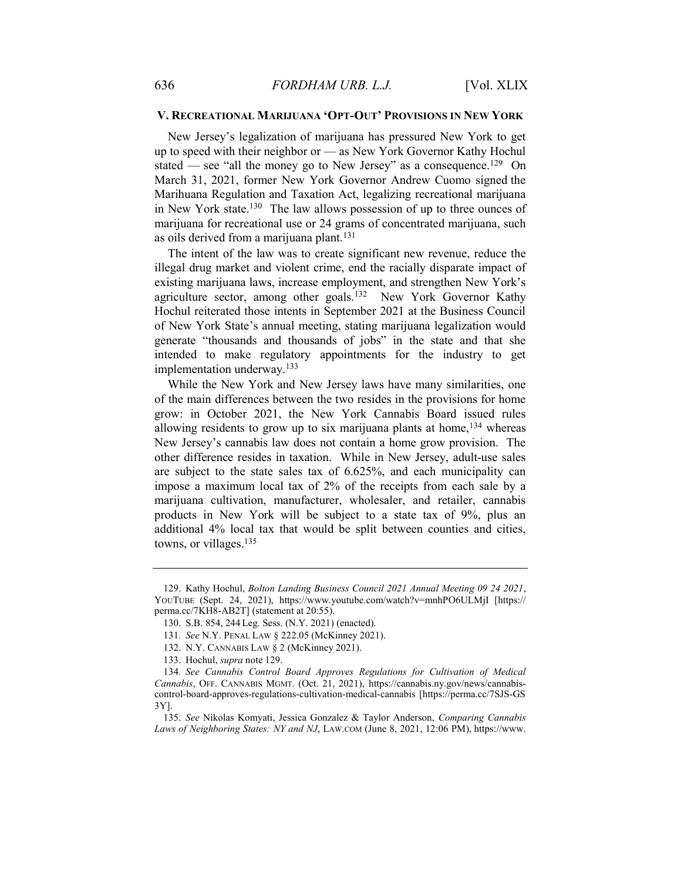## V. RECREATIONAL MARIJUANA 'OPT-OUT' PROVISIONS IN NEW YORK

New Jersey's legalization of marijuana has pressured New York to get up to speed with their neighbor or — as New York Governor Kathy Hochul stated — see "all the money go to New Jersey" as a consequence.[129] On March 31, 2021, former New York Governor Andrew Cuomo signed the Marihuana Regulation and Taxation Act, legalizing recreational marijuana in New York state.[130] The law allows possession of up to three ounces of marijuana for recreational use or 24 grams of concentrated marijuana, such as oils derived from a marijuana plant.[131]

The intent of the law was to create significant new revenue, reduce the illegal drug market and violent crime, end the racially disparate impact of existing marijuana laws, increase employment, and strengthen New York's agriculture sector, among other goals.[132] New York Governor Kathy Hochul reiterated those intents in September 2021 at the Business Council of New York State's annual meeting, stating marijuana legalization would generate "thousands and thousands of jobs" in the state and that she intended to make regulatory appointments for the industry to get implementation underway.[133]

While the New York and New Jersey laws have many similarities, one of the main differences between the two resides in the provisions for home grow: in October 2021, the New York Cannabis Board issued rules allowing residents to grow up to six marijuana plants at home,[134] whereas New Jersey's cannabis law does not contain a home grow provision. The other difference resides in taxation. While in New Jersey, adult-use sales are subject to the state sales tax of 6.625%, and each municipality can impose a maximum local tax of 2% of the receipts from each sale by a marijuana cultivation, manufacturer, wholesaler, and retailer, cannabis products in New York will be subject to a state tax of 9%, plus an additional 4% local tax that would be split between counties and cities, towns, or villages.[135]

---

129. Kathy Hochul, *Bolton Landing Business Council 2021 Annual Meeting 09 24 2021*, YOUTUBE (Sept. 24, 2021), https://www.youtube.com/watch?v=mnhPO6ULMjI [https://perma.cc/7KH8-AB2T] (statement at 20:55).

130. S.B. 854, 244 Leg. Sess. (N.Y. 2021) (enacted).

131. *See* N.Y. PENAL LAW § 222.05 (McKinney 2021).

132. N.Y. CANNABIS LAW § 2 (McKinney 2021).

133. Hochul, *supra* note 129.

134. *See Cannabis Control Board Approves Regulations for Cultivation of Medical Cannabis*, OFF. CANNABIS MGMT. (Oct. 21, 2021), https://cannabis.ny.gov/news/cannabis-control-board-approves-regulations-cultivation-medical-cannabis [https://perma.cc/7SJS-GS3Y].

135. *See* Nikolas Komyati, Jessica Gonzalez & Taylor Anderson, *Comparing Cannabis Laws of Neighboring States: NY and NJ*, LAW.COM (June 8, 2021, 12:06 PM), https://www.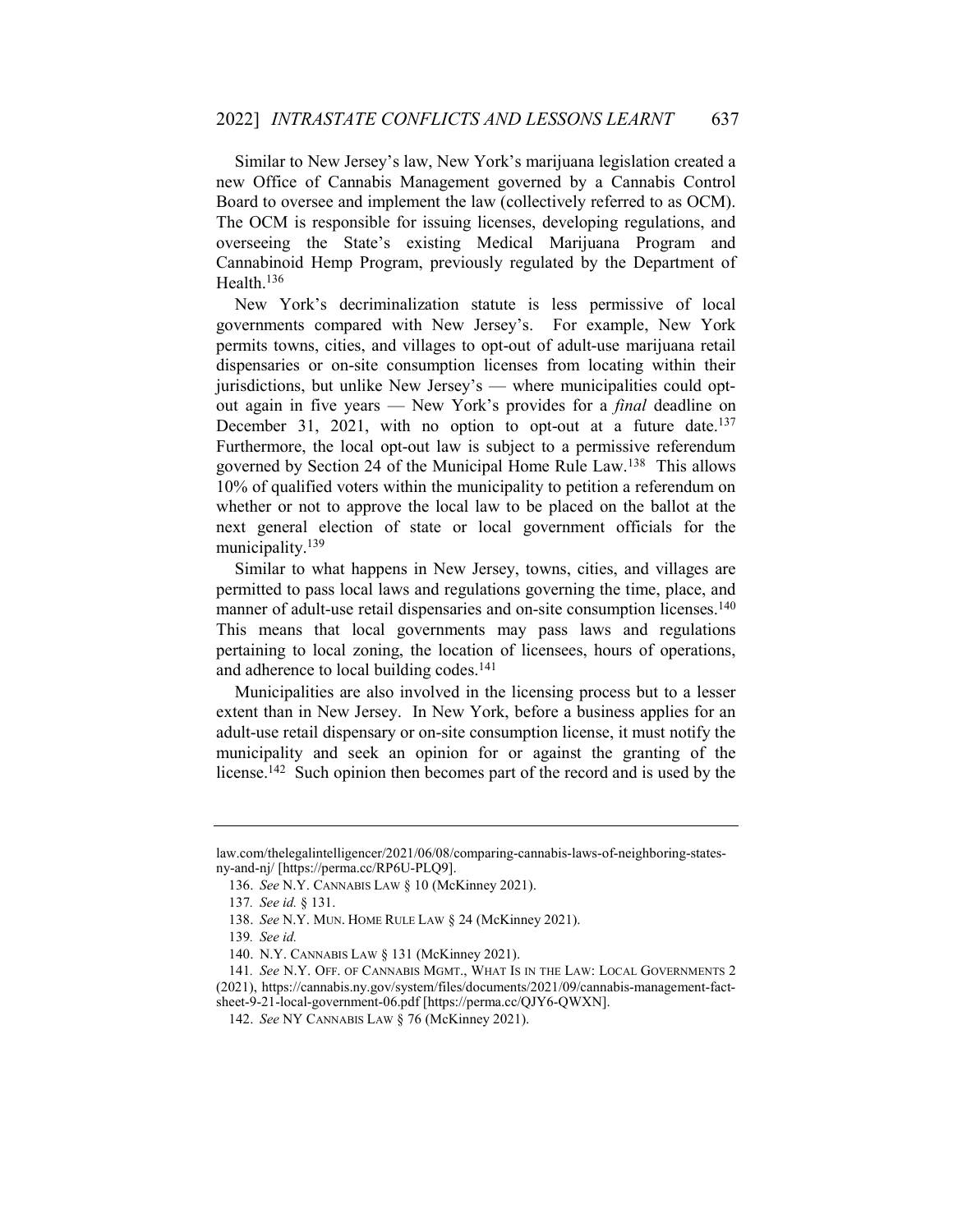Similar to New Jersey's law, New York's marijuana legislation created a new Office of Cannabis Management governed by a Cannabis Control Board to oversee and implement the law (collectively referred to as OCM). The OCM is responsible for issuing licenses, developing regulations, and overseeing the State's existing Medical Marijuana Program and Cannabinoid Hemp Program, previously regulated by the Department of Health.[136]

New York's decriminalization statute is less permissive of local governments compared with New Jersey's. For example, New York permits towns, cities, and villages to opt-out of adult-use marijuana retail dispensaries or on-site consumption licenses from locating within their jurisdictions, but unlike New Jersey's — where municipalities could opt-out again in five years — New York's provides for a *final* deadline on December 31, 2021, with no option to opt-out at a future date.[137] Furthermore, the local opt-out law is subject to a permissive referendum governed by Section 24 of the Municipal Home Rule Law.[138] This allows 10% of qualified voters within the municipality to petition a referendum on whether or not to approve the local law to be placed on the ballot at the next general election of state or local government officials for the municipality.[139]

Similar to what happens in New Jersey, towns, cities, and villages are permitted to pass local laws and regulations governing the time, place, and manner of adult-use retail dispensaries and on-site consumption licenses.[140] This means that local governments may pass laws and regulations pertaining to local zoning, the location of licensees, hours of operations, and adherence to local building codes.[141]

Municipalities are also involved in the licensing process but to a lesser extent than in New Jersey. In New York, before a business applies for an adult-use retail dispensary or on-site consumption license, it must notify the municipality and seek an opinion for or against the granting of the license.[142] Such opinion then becomes part of the record and is used by the

---

law.com/thelegalintelligencer/2021/06/08/comparing-cannabis-laws-of-neighboring-states-ny-and-nj/ [https://perma.cc/RP6U-PLQ9].

136. *See* N.Y. CANNABIS LAW § 10 (McKinney 2021).

137. *See id.* § 131.

138. *See* N.Y. MUN. HOME RULE LAW § 24 (McKinney 2021).

139. *See id.*

140. N.Y. CANNABIS LAW § 131 (McKinney 2021).

141. *See* N.Y. OFF. OF CANNABIS MGMT., WHAT IS IN THE LAW: LOCAL GOVERNMENTS 2 (2021), https://cannabis.ny.gov/system/files/documents/2021/09/cannabis-management-fact-sheet-9-21-local-government-06.pdf [https://perma.cc/QJY6-QWXN].

142. *See* NY CANNABIS LAW § 76 (McKinney 2021).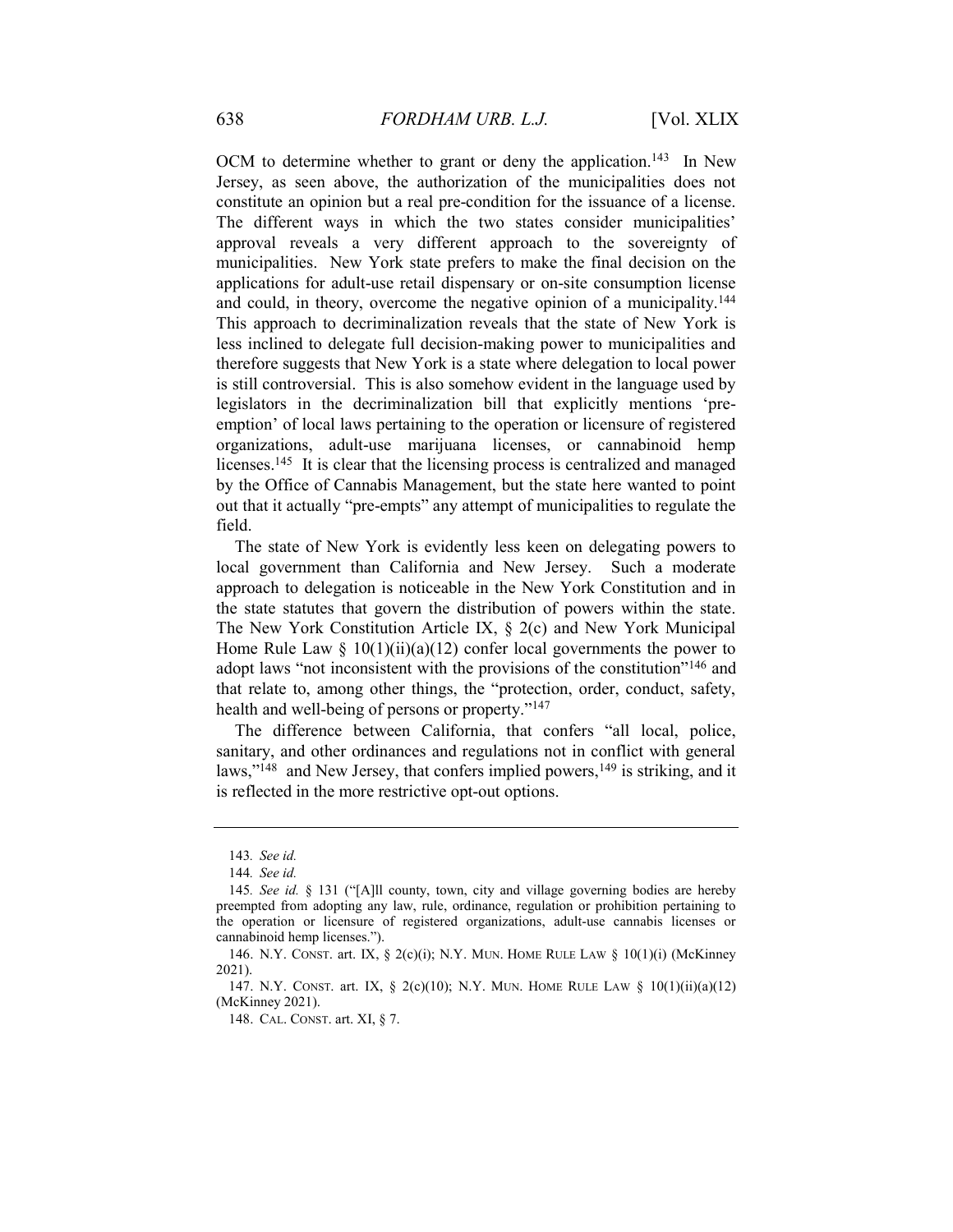OCM to determine whether to grant or deny the application.[143] In New Jersey, as seen above, the authorization of the municipalities does not constitute an opinion but a real pre-condition for the issuance of a license. The different ways in which the two states consider municipalities' approval reveals a very different approach to the sovereignty of municipalities. New York state prefers to make the final decision on the applications for adult-use retail dispensary or on-site consumption license and could, in theory, overcome the negative opinion of a municipality.[144] This approach to decriminalization reveals that the state of New York is less inclined to delegate full decision-making power to municipalities and therefore suggests that New York is a state where delegation to local power is still controversial. This is also somehow evident in the language used by legislators in the decriminalization bill that explicitly mentions 'pre-emption' of local laws pertaining to the operation or licensure of registered organizations, adult-use marijuana licenses, or cannabinoid hemp licenses.[145] It is clear that the licensing process is centralized and managed by the Office of Cannabis Management, but the state here wanted to point out that it actually "pre-empts" any attempt of municipalities to regulate the field.

The state of New York is evidently less keen on delegating powers to local government than California and New Jersey. Such a moderate approach to delegation is noticeable in the New York Constitution and in the state statutes that govern the distribution of powers within the state. The New York Constitution Article IX, § 2(c) and New York Municipal Home Rule Law § 10(1)(ii)(a)(12) confer local governments the power to adopt laws "not inconsistent with the provisions of the constitution"[146] and that relate to, among other things, the "protection, order, conduct, safety, health and well-being of persons or property."[147]

The difference between California, that confers "all local, police, sanitary, and other ordinances and regulations not in conflict with general laws,"[148] and New Jersey, that confers implied powers,[149] is striking, and it is reflected in the more restrictive opt-out options.

---

143. *See id.*

144. *See id.*

145. *See id.* § 131 ("[A]ll county, town, city and village governing bodies are hereby preempted from adopting any law, rule, ordinance, regulation or prohibition pertaining to the operation or licensure of registered organizations, adult-use cannabis licenses or cannabinoid hemp licenses.").

146. N.Y. CONST. art. IX, § 2(c)(i); N.Y. MUN. HOME RULE LAW § 10(1)(i) (McKinney 2021).

147. N.Y. CONST. art. IX, § 2(c)(10); N.Y. MUN. HOME RULE LAW § 10(1)(ii)(a)(12) (McKinney 2021).

148. CAL. CONST. art. XI, § 7.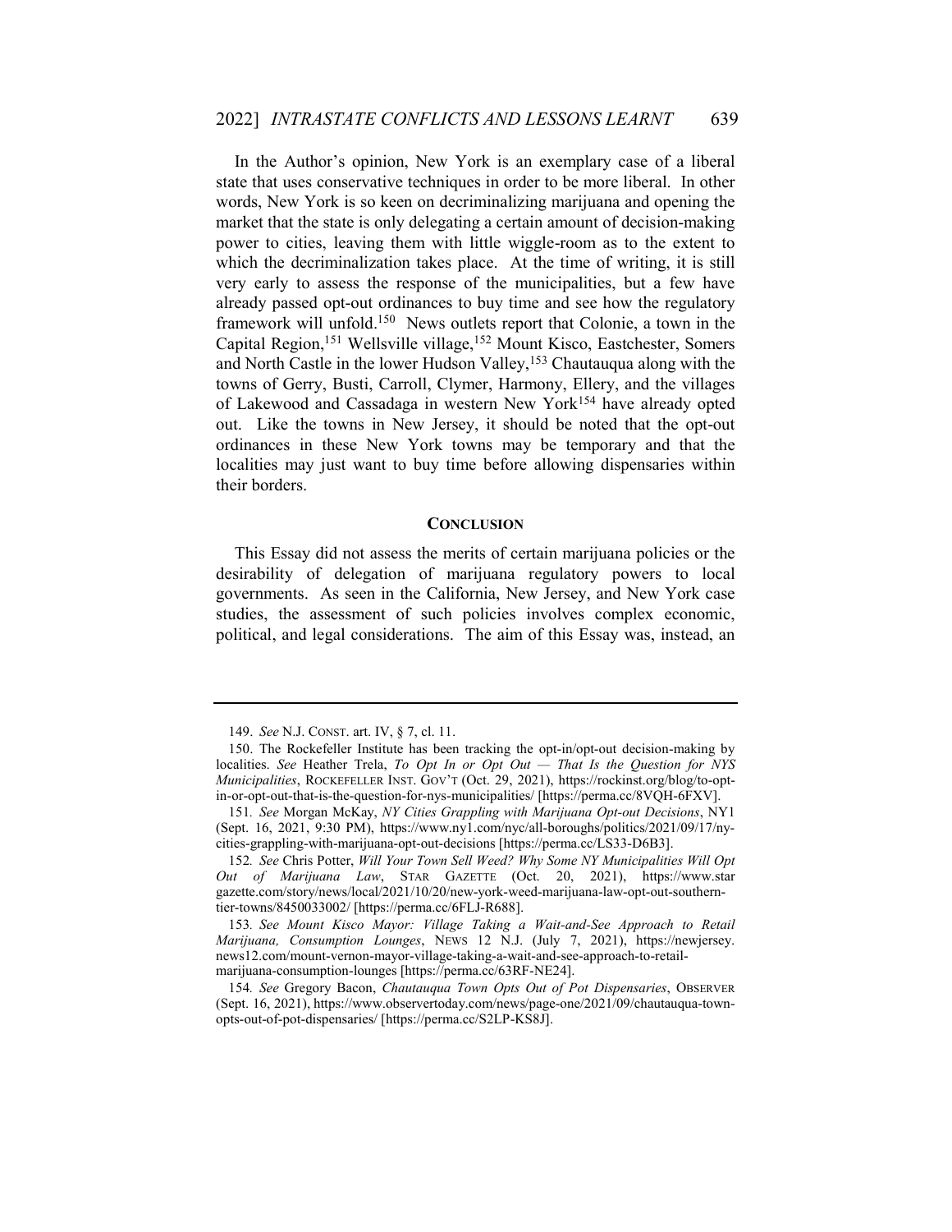In the Author's opinion, New York is an exemplary case of a liberal state that uses conservative techniques in order to be more liberal. In other words, New York is so keen on decriminalizing marijuana and opening the market that the state is only delegating a certain amount of decision-making power to cities, leaving them with little wiggle-room as to the extent to which the decriminalization takes place. At the time of writing, it is still very early to assess the response of the municipalities, but a few have already passed opt-out ordinances to buy time and see how the regulatory framework will unfold.[150] News outlets report that Colonie, a town in the Capital Region,[151] Wellsville village,[152] Mount Kisco, Eastchester, Somers and North Castle in the lower Hudson Valley,[153] Chautauqua along with the towns of Gerry, Busti, Carroll, Clymer, Harmony, Ellery, and the villages of Lakewood and Cassadaga in western New York[154] have already opted out. Like the towns in New Jersey, it should be noted that the opt-out ordinances in these New York towns may be temporary and that the localities may just want to buy time before allowing dispensaries within their borders.

## CONCLUSION

This Essay did not assess the merits of certain marijuana policies or the desirability of delegation of marijuana regulatory powers to local governments. As seen in the California, New Jersey, and New York case studies, the assessment of such policies involves complex economic, political, and legal considerations. The aim of this Essay was, instead, an

---

149. *See* N.J. CONST. art. IV, § 7, cl. 11.

150. The Rockefeller Institute has been tracking the opt-in/opt-out decision-making by localities. *See* Heather Trela, *To Opt In or Opt Out — That Is the Question for NYS Municipalities*, ROCKEFELLER INST. GOV'T (Oct. 29, 2021), https://rockinst.org/blog/to-opt-in-or-opt-out-that-is-the-question-for-nys-municipalities/ [https://perma.cc/8VQH-6FXV].

151. *See* Morgan McKay, *NY Cities Grappling with Marijuana Opt-out Decisions*, NY1 (Sept. 16, 2021, 9:30 PM), https://www.ny1.com/nyc/all-boroughs/politics/2021/09/17/ny-cities-grappling-with-marijuana-opt-out-decisions [https://perma.cc/LS33-D6B3].

152. *See* Chris Potter, *Will Your Town Sell Weed? Why Some NY Municipalities Will Opt Out of Marijuana Law*, STAR GAZETTE (Oct. 20, 2021), https://www.stargazette.com/story/news/local/2021/10/20/new-york-weed-marijuana-law-opt-out-southern-tier-towns/8450033002/ [https://perma.cc/6FLJ-R688].

153. *See Mount Kisco Mayor: Village Taking a Wait-and-See Approach to Retail Marijuana, Consumption Lounges*, NEWS 12 N.J. (July 7, 2021), https://newjersey.news12.com/mount-vernon-mayor-village-taking-a-wait-and-see-approach-to-retail-marijuana-consumption-lounges [https://perma.cc/63RF-NE24].

154. *See* Gregory Bacon, *Chautauqua Town Opts Out of Pot Dispensaries*, OBSERVER (Sept. 16, 2021), https://www.observertoday.com/news/page-one/2021/09/chautauqua-town-opts-out-of-pot-dispensaries/ [https://perma.cc/S2LP-KS8J].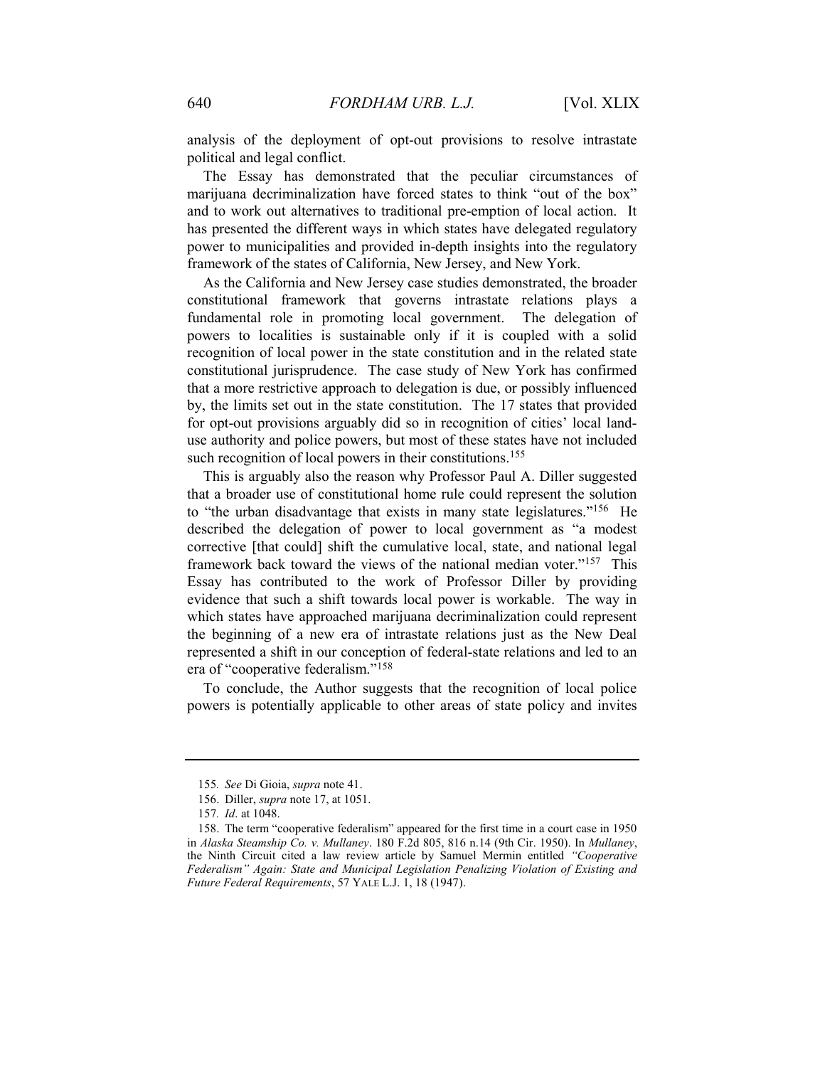analysis of the deployment of opt-out provisions to resolve intrastate political and legal conflict.

The Essay has demonstrated that the peculiar circumstances of marijuana decriminalization have forced states to think "out of the box" and to work out alternatives to traditional pre-emption of local action. It has presented the different ways in which states have delegated regulatory power to municipalities and provided in-depth insights into the regulatory framework of the states of California, New Jersey, and New York.

As the California and New Jersey case studies demonstrated, the broader constitutional framework that governs intrastate relations plays a fundamental role in promoting local government. The delegation of powers to localities is sustainable only if it is coupled with a solid recognition of local power in the state constitution and in the related state constitutional jurisprudence. The case study of New York has confirmed that a more restrictive approach to delegation is due, or possibly influenced by, the limits set out in the state constitution. The 17 states that provided for opt-out provisions arguably did so in recognition of cities' local land-use authority and police powers, but most of these states have not included such recognition of local powers in their constitutions.[155]

This is arguably also the reason why Professor Paul A. Diller suggested that a broader use of constitutional home rule could represent the solution to "the urban disadvantage that exists in many state legislatures."[156] He described the delegation of power to local government as "a modest corrective [that could] shift the cumulative local, state, and national legal framework back toward the views of the national median voter."[157] This Essay has contributed to the work of Professor Diller by providing evidence that such a shift towards local power is workable. The way in which states have approached marijuana decriminalization could represent the beginning of a new era of intrastate relations just as the New Deal represented a shift in our conception of federal-state relations and led to an era of "cooperative federalism."[158]

To conclude, the Author suggests that the recognition of local police powers is potentially applicable to other areas of state policy and invites

---

155. *See* Di Gioia, *supra* note 41.

156. Diller, *supra* note 17, at 1051.

157. *Id*. at 1048.

158. The term "cooperative federalism" appeared for the first time in a court case in 1950 in *Alaska Steamship Co. v. Mullaney*. 180 F.2d 805, 816 n.14 (9th Cir. 1950). In *Mullaney*, the Ninth Circuit cited a law review article by Samuel Mermin entitled *"Cooperative Federalism" Again: State and Municipal Legislation Penalizing Violation of Existing and Future Federal Requirements*, 57 YALE L.J. 1, 18 (1947).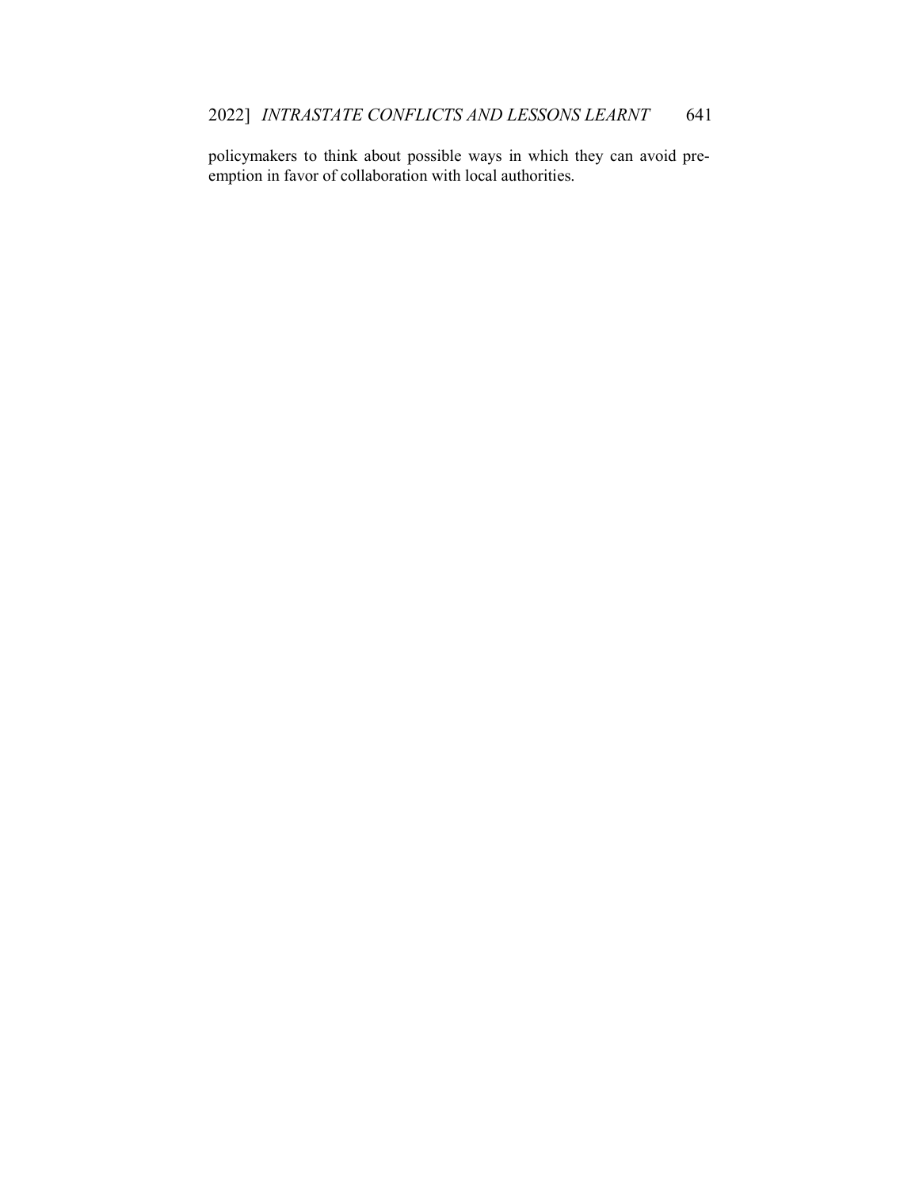policymakers to think about possible ways in which they can avoid preemption in favor of collaboration with local authorities.